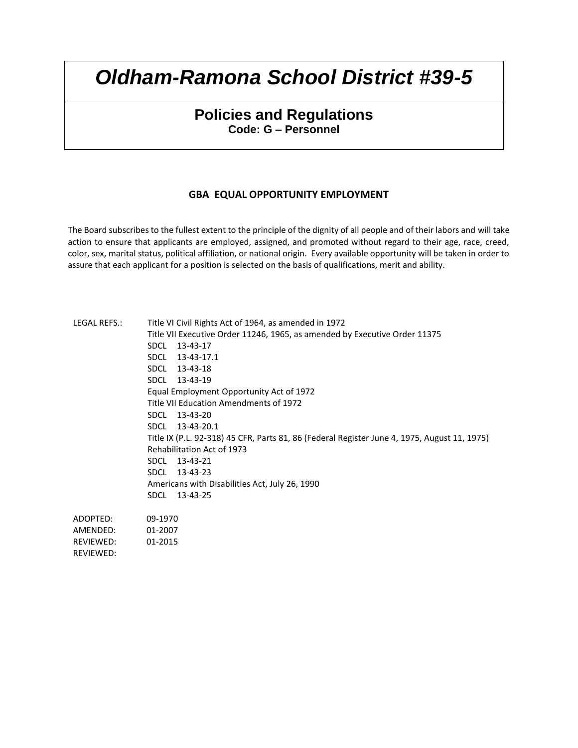# *Oldham-Ramona School District #39-5*

## Policies and Regulations

**Code: G – Personnel**

### GBA EQUAL OPPORTUNITY EMPLOYMENT

The Board subscribes to the fullest extent to the principle of the dignity of all people and of their labors and will take action to ensure that applicants are employed, assigned, and promoted without regard to their age, race, creed, color, sex, marital status, political affiliation, or national origin. Every available opportunity will be taken in order to assure that each applicant for a position is selected on the basis of qualifications, merit and ability.

LEGAL REFS.:
- Title VI Civil Rights Act of 1964, as amended in 1972
- Title VII Executive Order 11246, 1965, as amended by Executive Order 11375
- SDCL 13-43-17
- SDCL 13-43-17.1
- SDCL 13-43-18
- SDCL 13-43-19
- Equal Employment Opportunity Act of 1972
- Title VII Education Amendments of 1972
- SDCL 13-43-20
- SDCL 13-43-20.1
- Title IX (P.L. 92-318) 45 CFR, Parts 81, 86 (Federal Register June 4, 1975, August 11, 1975)
- Rehabilitation Act of 1973
- SDCL 13-43-21
- SDCL 13-43-23
- Americans with Disabilities Act, July 26, 1990
- SDCL 13-43-25

ADOPTED: 09-1970
AMENDED: 01-2007
REVIEWED: 01-2015
REVIEWED: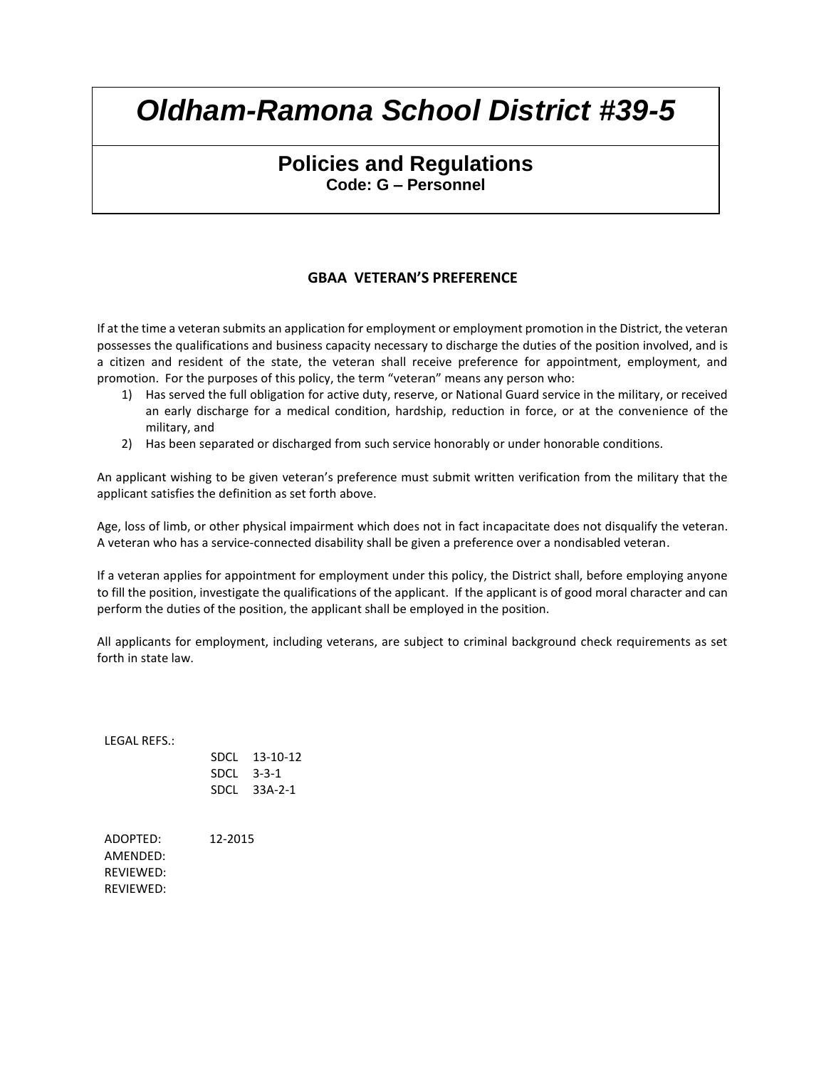# Oldham-Ramona School District #39-5

## Policies and Regulations

**Code: G – Personnel**

### GBAA VETERAN'S PREFERENCE

If at the time a veteran submits an application for employment or employment promotion in the District, the veteran possesses the qualifications and business capacity necessary to discharge the duties of the position involved, and is a citizen and resident of the state, the veteran shall receive preference for appointment, employment, and promotion. For the purposes of this policy, the term "veteran" means any person who:

1) Has served the full obligation for active duty, reserve, or National Guard service in the military, or received an early discharge for a medical condition, hardship, reduction in force, or at the convenience of the military, and
2) Has been separated or discharged from such service honorably or under honorable conditions.

An applicant wishing to be given veteran's preference must submit written verification from the military that the applicant satisfies the definition as set forth above.

Age, loss of limb, or other physical impairment which does not in fact incapacitate does not disqualify the veteran. A veteran who has a service-connected disability shall be given a preference over a nondisabled veteran.

If a veteran applies for appointment for employment under this policy, the District shall, before employing anyone to fill the position, investigate the qualifications of the applicant. If the applicant is of good moral character and can perform the duties of the position, the applicant shall be employed in the position.

All applicants for employment, including veterans, are subject to criminal background check requirements as set forth in state law.

LEGAL REFS.:

SDCL 13-10-12
SDCL 3-3-1
SDCL 33A-2-1

ADOPTED: 12-2015
AMENDED:
REVIEWED:
REVIEWED: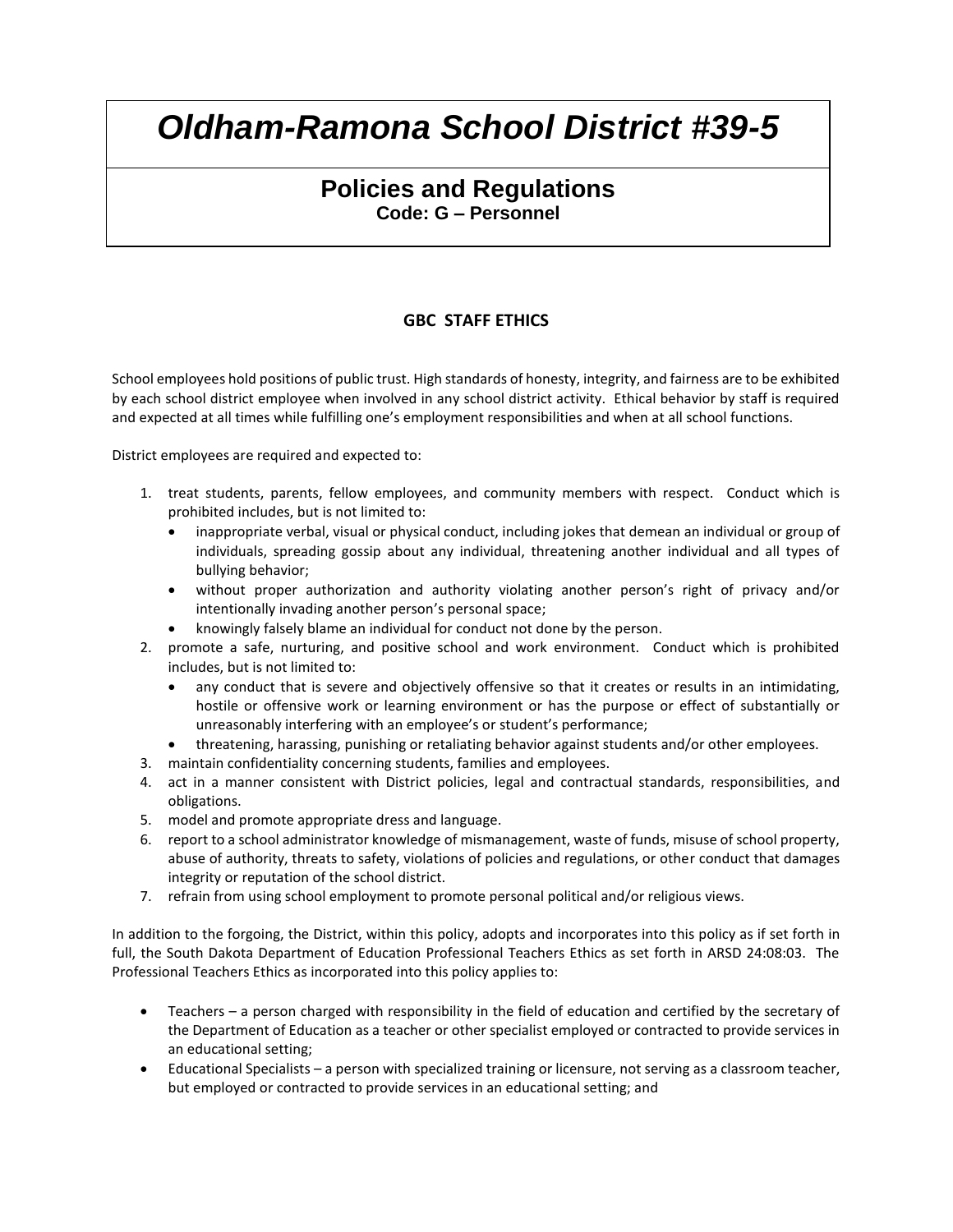# *Oldham-Ramona School District #39-5*

## Policies and Regulations

**Code: G – Personnel**

### GBC STAFF ETHICS

School employees hold positions of public trust. High standards of honesty, integrity, and fairness are to be exhibited by each school district employee when involved in any school district activity. Ethical behavior by staff is required and expected at all times while fulfilling one's employment responsibilities and when at all school functions.

District employees are required and expected to:

1. treat students, parents, fellow employees, and community members with respect. Conduct which is prohibited includes, but is not limited to:
   - inappropriate verbal, visual or physical conduct, including jokes that demean an individual or group of individuals, spreading gossip about any individual, threatening another individual and all types of bullying behavior;
   - without proper authorization and authority violating another person's right of privacy and/or intentionally invading another person's personal space;
   - knowingly falsely blame an individual for conduct not done by the person.
2. promote a safe, nurturing, and positive school and work environment. Conduct which is prohibited includes, but is not limited to:
   - any conduct that is severe and objectively offensive so that it creates or results in an intimidating, hostile or offensive work or learning environment or has the purpose or effect of substantially or unreasonably interfering with an employee's or student's performance;
   - threatening, harassing, punishing or retaliating behavior against students and/or other employees.
3. maintain confidentiality concerning students, families and employees.
4. act in a manner consistent with District policies, legal and contractual standards, responsibilities, and obligations.
5. model and promote appropriate dress and language.
6. report to a school administrator knowledge of mismanagement, waste of funds, misuse of school property, abuse of authority, threats to safety, violations of policies and regulations, or other conduct that damages integrity or reputation of the school district.
7. refrain from using school employment to promote personal political and/or religious views.

In addition to the forgoing, the District, within this policy, adopts and incorporates into this policy as if set forth in full, the South Dakota Department of Education Professional Teachers Ethics as set forth in ARSD 24:08:03. The Professional Teachers Ethics as incorporated into this policy applies to:

- Teachers – a person charged with responsibility in the field of education and certified by the secretary of the Department of Education as a teacher or other specialist employed or contracted to provide services in an educational setting;
- Educational Specialists – a person with specialized training or licensure, not serving as a classroom teacher, but employed or contracted to provide services in an educational setting; and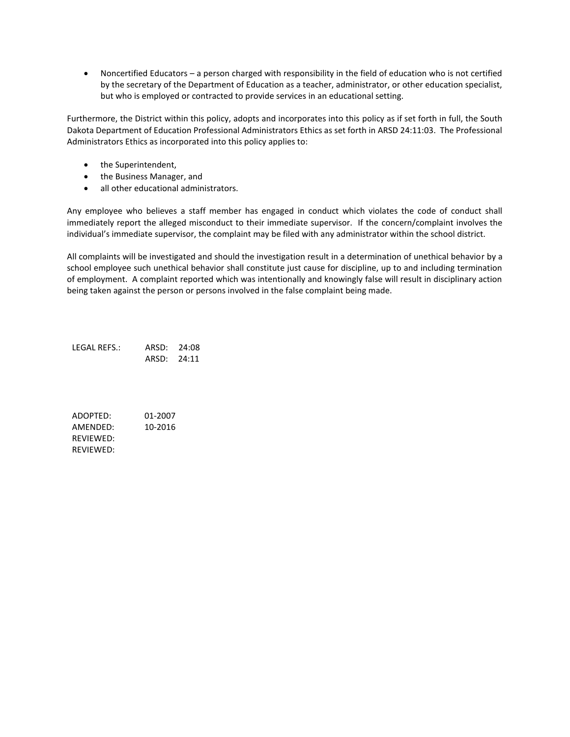- Noncertified Educators – a person charged with responsibility in the field of education who is not certified by the secretary of the Department of Education as a teacher, administrator, or other education specialist, but who is employed or contracted to provide services in an educational setting.

Furthermore, the District within this policy, adopts and incorporates into this policy as if set forth in full, the South Dakota Department of Education Professional Administrators Ethics as set forth in ARSD 24:11:03. The Professional Administrators Ethics as incorporated into this policy applies to:

- the Superintendent,
- the Business Manager, and
- all other educational administrators.

Any employee who believes a staff member has engaged in conduct which violates the code of conduct shall immediately report the alleged misconduct to their immediate supervisor. If the concern/complaint involves the individual's immediate supervisor, the complaint may be filed with any administrator within the school district.

All complaints will be investigated and should the investigation result in a determination of unethical behavior by a school employee such unethical behavior shall constitute just cause for discipline, up to and including termination of employment. A complaint reported which was intentionally and knowingly false will result in disciplinary action being taken against the person or persons involved in the false complaint being made.

LEGAL REFS.: ARSD: 24:08
ARSD: 24:11

ADOPTED: 01-2007
AMENDED: 10-2016
REVIEWED:
REVIEWED: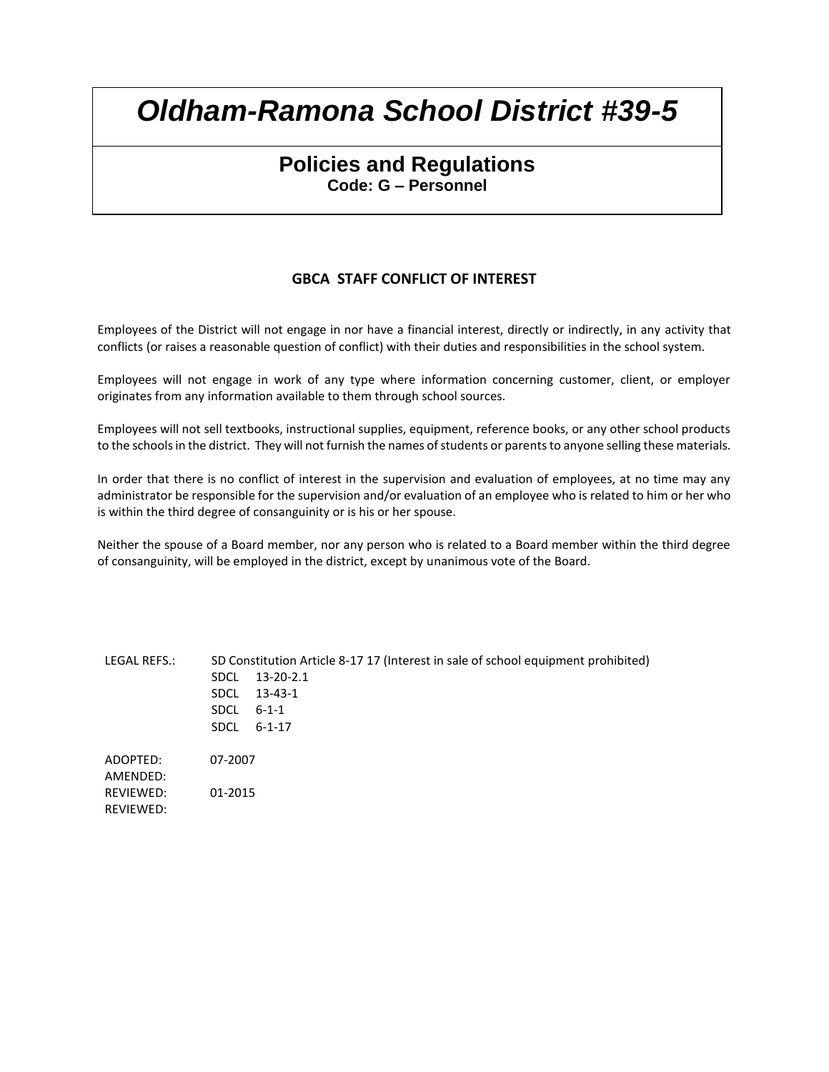# Oldham-Ramona School District #39-5

## Policies and Regulations

**Code: G – Personnel**

### GBCA STAFF CONFLICT OF INTEREST

Employees of the District will not engage in nor have a financial interest, directly or indirectly, in any activity that conflicts (or raises a reasonable question of conflict) with their duties and responsibilities in the school system.

Employees will not engage in work of any type where information concerning customer, client, or employer originates from any information available to them through school sources.

Employees will not sell textbooks, instructional supplies, equipment, reference books, or any other school products to the schools in the district. They will not furnish the names of students or parents to anyone selling these materials.

In order that there is no conflict of interest in the supervision and evaluation of employees, at no time may any administrator be responsible for the supervision and/or evaluation of an employee who is related to him or her who is within the third degree of consanguinity or is his or her spouse.

Neither the spouse of a Board member, nor any person who is related to a Board member within the third degree of consanguinity, will be employed in the district, except by unanimous vote of the Board.

LEGAL REFS.: SD Constitution Article 8-17 17 (Interest in sale of school equipment prohibited)
SDCL 13-20-2.1
SDCL 13-43-1
SDCL 6-1-1
SDCL 6-1-17

ADOPTED: 07-2007
AMENDED:
REVIEWED: 01-2015
REVIEWED: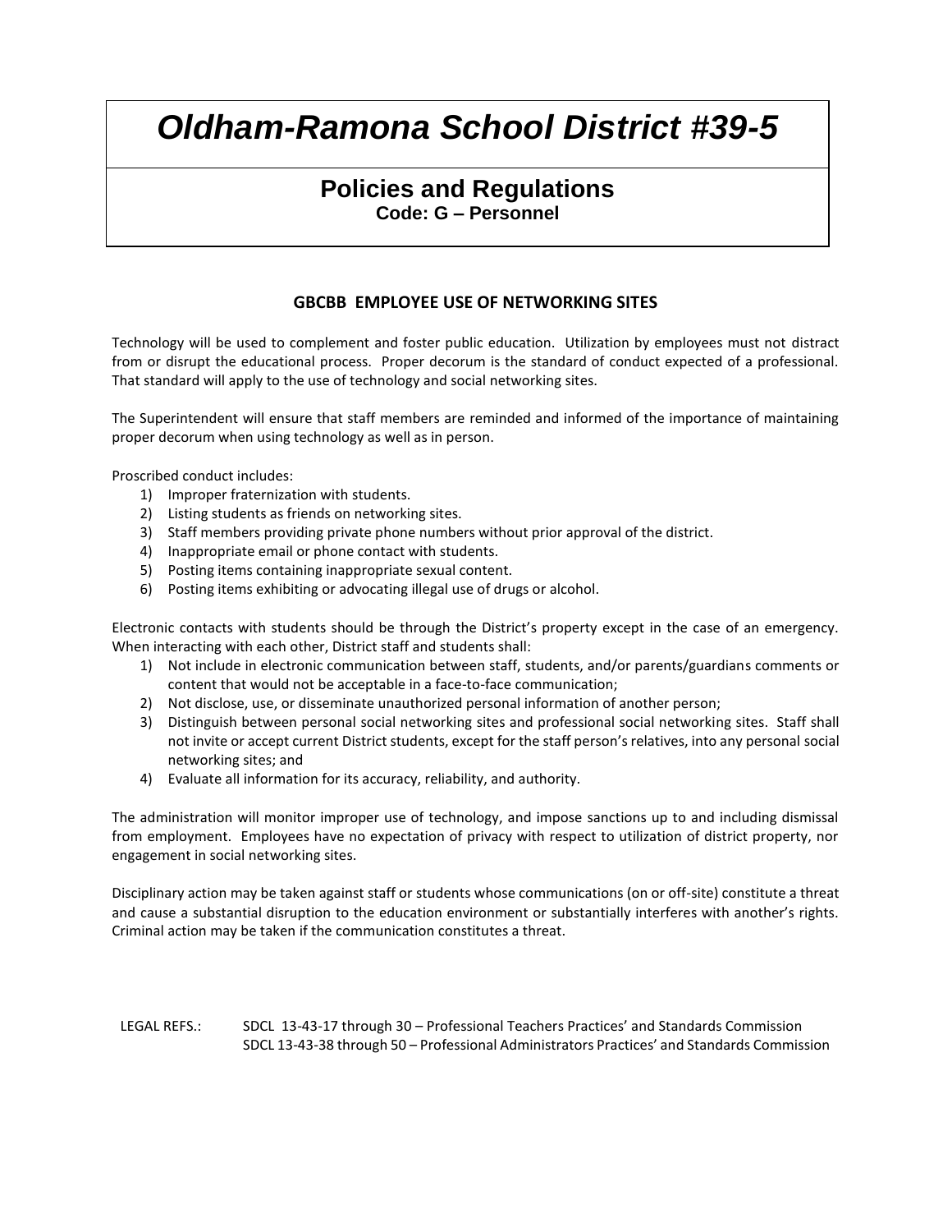# *Oldham-Ramona School District #39-5*

## Policies and Regulations

**Code: G – Personnel**

### GBCBB EMPLOYEE USE OF NETWORKING SITES

Technology will be used to complement and foster public education. Utilization by employees must not distract from or disrupt the educational process. Proper decorum is the standard of conduct expected of a professional. That standard will apply to the use of technology and social networking sites.

The Superintendent will ensure that staff members are reminded and informed of the importance of maintaining proper decorum when using technology as well as in person.

Proscribed conduct includes:

1) Improper fraternization with students.
2) Listing students as friends on networking sites.
3) Staff members providing private phone numbers without prior approval of the district.
4) Inappropriate email or phone contact with students.
5) Posting items containing inappropriate sexual content.
6) Posting items exhibiting or advocating illegal use of drugs or alcohol.

Electronic contacts with students should be through the District's property except in the case of an emergency. When interacting with each other, District staff and students shall:

1) Not include in electronic communication between staff, students, and/or parents/guardians comments or content that would not be acceptable in a face-to-face communication;
2) Not disclose, use, or disseminate unauthorized personal information of another person;
3) Distinguish between personal social networking sites and professional social networking sites. Staff shall not invite or accept current District students, except for the staff person's relatives, into any personal social networking sites; and
4) Evaluate all information for its accuracy, reliability, and authority.

The administration will monitor improper use of technology, and impose sanctions up to and including dismissal from employment. Employees have no expectation of privacy with respect to utilization of district property, nor engagement in social networking sites.

Disciplinary action may be taken against staff or students whose communications (on or off-site) constitute a threat and cause a substantial disruption to the education environment or substantially interferes with another's rights. Criminal action may be taken if the communication constitutes a threat.

LEGAL REFS.: SDCL 13-43-17 through 30 – Professional Teachers Practices' and Standards Commission
SDCL 13-43-38 through 50 – Professional Administrators Practices' and Standards Commission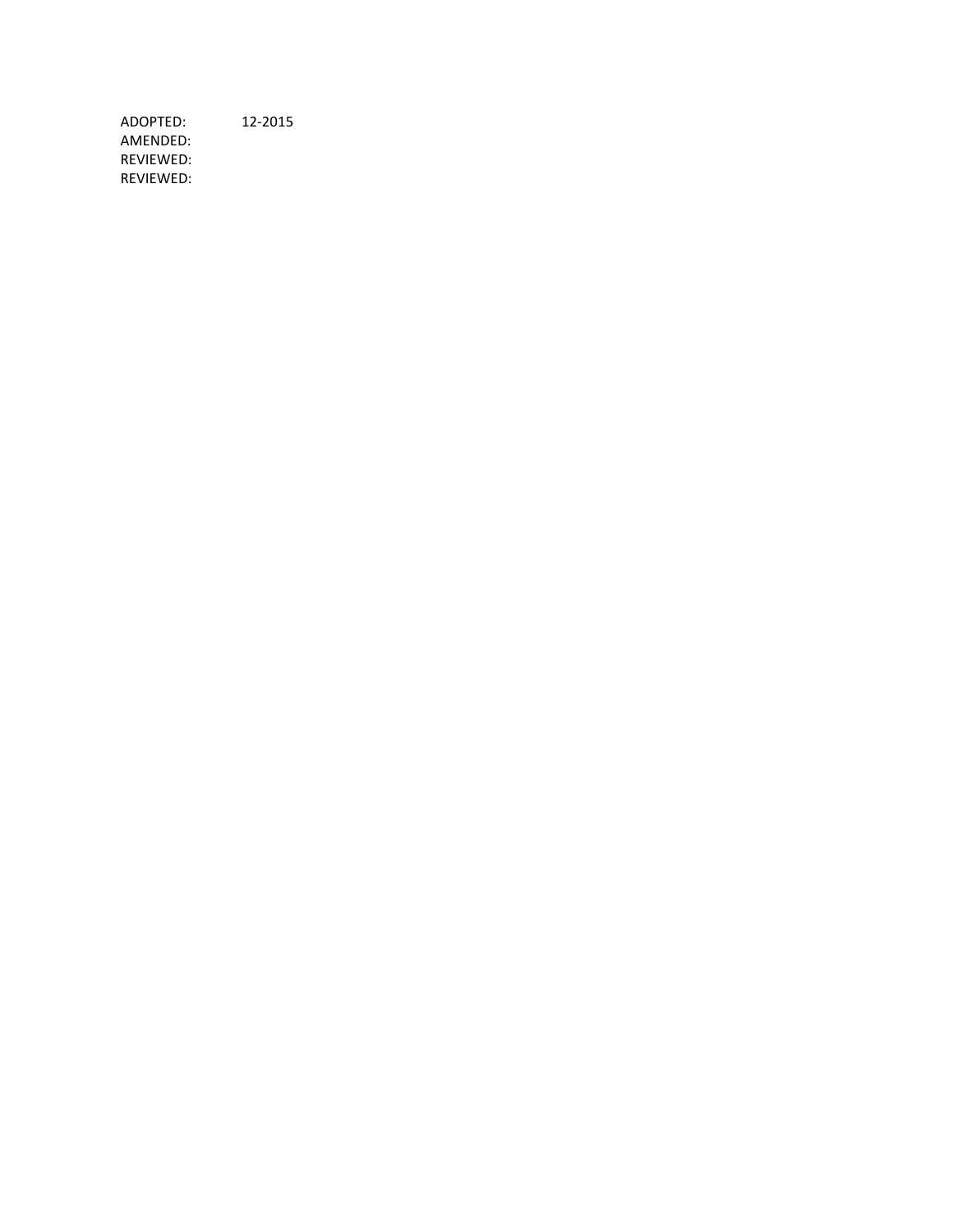ADOPTED: 12-2015
AMENDED:
REVIEWED:
REVIEWED: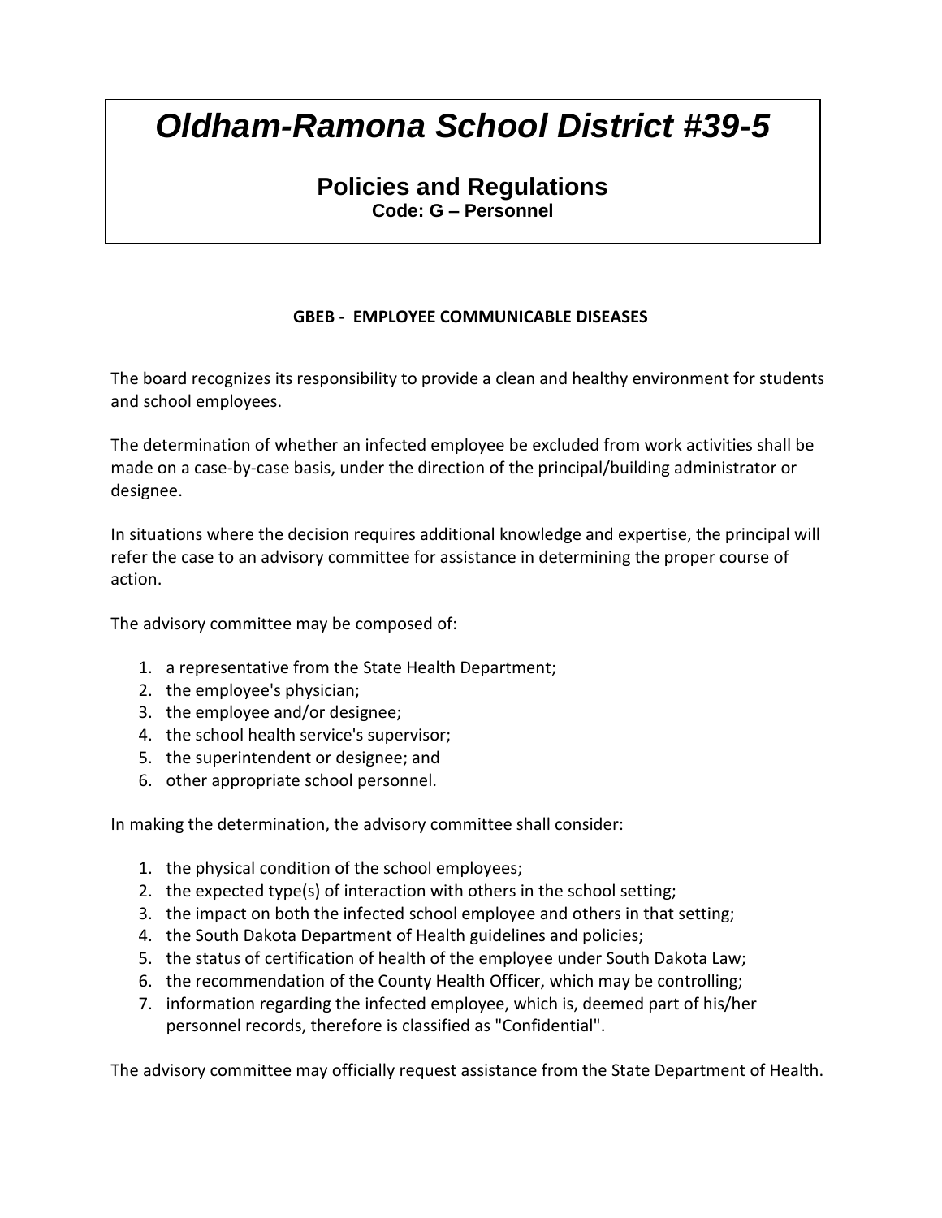# *Oldham-Ramona School District #39-5*

## Policies and Regulations

**Code: G – Personnel**

### GBEB - EMPLOYEE COMMUNICABLE DISEASES

The board recognizes its responsibility to provide a clean and healthy environment for students and school employees.

The determination of whether an infected employee be excluded from work activities shall be made on a case-by-case basis, under the direction of the principal/building administrator or designee.

In situations where the decision requires additional knowledge and expertise, the principal will refer the case to an advisory committee for assistance in determining the proper course of action.

The advisory committee may be composed of:

1. a representative from the State Health Department;
2. the employee's physician;
3. the employee and/or designee;
4. the school health service's supervisor;
5. the superintendent or designee; and
6. other appropriate school personnel.

In making the determination, the advisory committee shall consider:

1. the physical condition of the school employees;
2. the expected type(s) of interaction with others in the school setting;
3. the impact on both the infected school employee and others in that setting;
4. the South Dakota Department of Health guidelines and policies;
5. the status of certification of health of the employee under South Dakota Law;
6. the recommendation of the County Health Officer, which may be controlling;
7. information regarding the infected employee, which is, deemed part of his/her personnel records, therefore is classified as "Confidential".

The advisory committee may officially request assistance from the State Department of Health.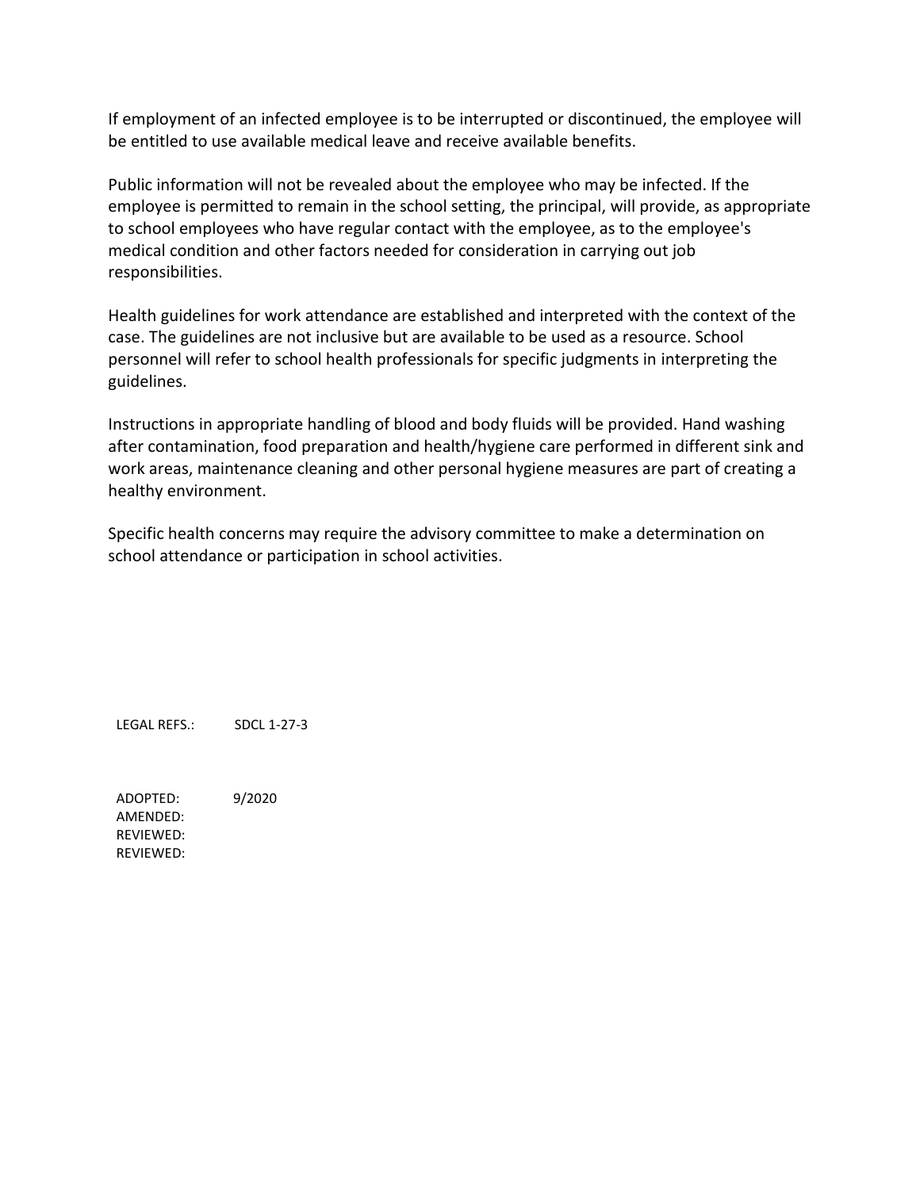If employment of an infected employee is to be interrupted or discontinued, the employee will be entitled to use available medical leave and receive available benefits.

Public information will not be revealed about the employee who may be infected. If the employee is permitted to remain in the school setting, the principal, will provide, as appropriate to school employees who have regular contact with the employee, as to the employee's medical condition and other factors needed for consideration in carrying out job responsibilities.

Health guidelines for work attendance are established and interpreted with the context of the case. The guidelines are not inclusive but are available to be used as a resource. School personnel will refer to school health professionals for specific judgments in interpreting the guidelines.

Instructions in appropriate handling of blood and body fluids will be provided. Hand washing after contamination, food preparation and health/hygiene care performed in different sink and work areas, maintenance cleaning and other personal hygiene measures are part of creating a healthy environment.

Specific health concerns may require the advisory committee to make a determination on school attendance or participation in school activities.

LEGAL REFS.: SDCL 1-27-3

ADOPTED: 9/2020
AMENDED:
REVIEWED:
REVIEWED: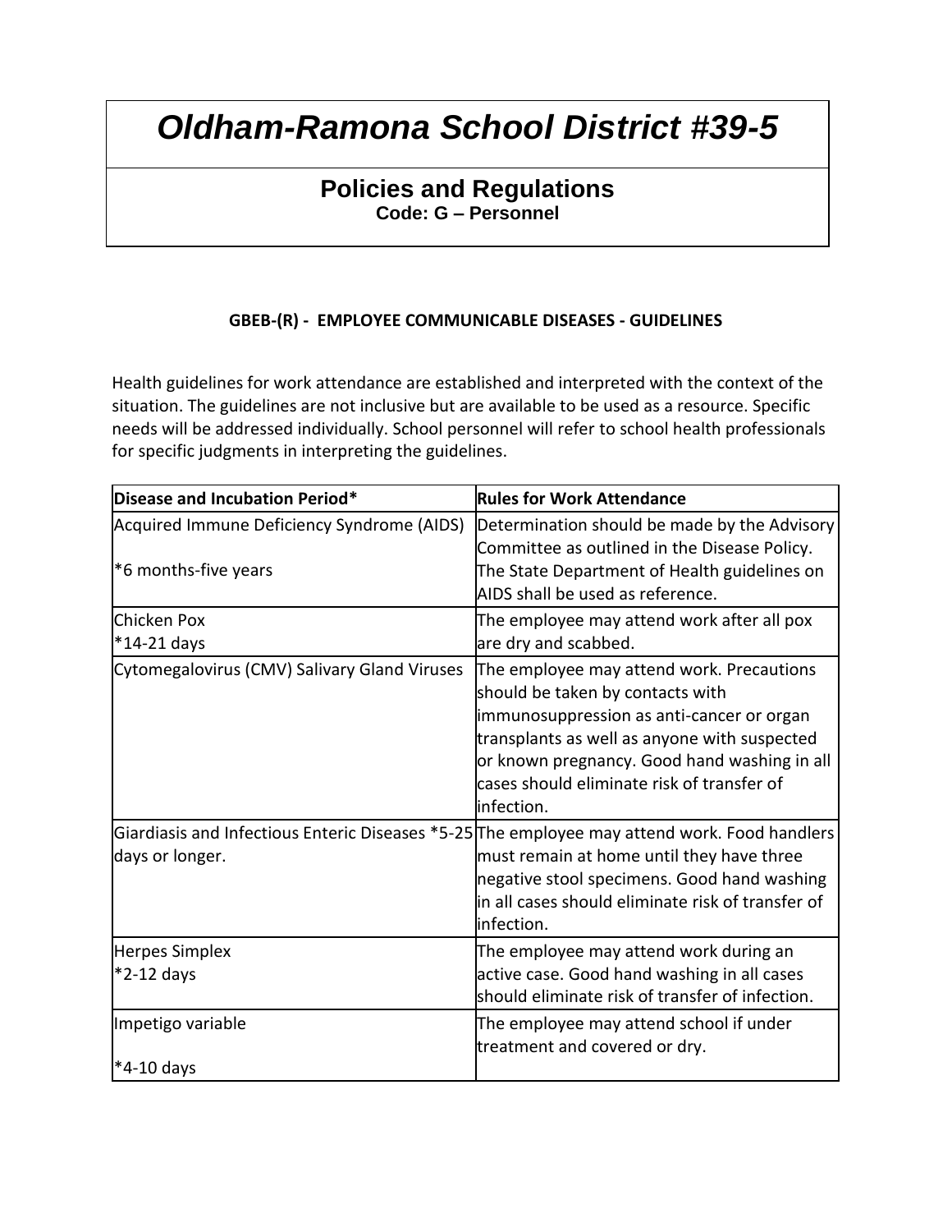# *Oldham-Ramona School District #39-5*

## Policies and Regulations

**Code: G – Personnel**

**GBEB-(R) - EMPLOYEE COMMUNICABLE DISEASES - GUIDELINES**

Health guidelines for work attendance are established and interpreted with the context of the situation. The guidelines are not inclusive but are available to be used as a resource. Specific needs will be addressed individually. School personnel will refer to school health professionals for specific judgments in interpreting the guidelines.

| **Disease and Incubation Period*** | **Rules for Work Attendance** |
| --- | --- |
| Acquired Immune Deficiency Syndrome (AIDS)<br><br>*6 months-five years | Determination should be made by the Advisory Committee as outlined in the Disease Policy. The State Department of Health guidelines on AIDS shall be used as reference. |
| Chicken Pox<br>*14-21 days | The employee may attend work after all pox are dry and scabbed. |
| Cytomegalovirus (CMV) Salivary Gland Viruses | The employee may attend work. Precautions should be taken by contacts with immunosuppression as anti-cancer or organ transplants as well as anyone with suspected or known pregnancy. Good hand washing in all cases should eliminate risk of transfer of infection. |
| Giardiasis and Infectious Enteric Diseases *5-25 days or longer. | The employee may attend work. Food handlers must remain at home until they have three negative stool specimens. Good hand washing in all cases should eliminate risk of transfer of infection. |
| Herpes Simplex<br>*2-12 days | The employee may attend work during an active case. Good hand washing in all cases should eliminate risk of transfer of infection. |
| Impetigo variable<br><br>*4-10 days | The employee may attend school if under treatment and covered or dry. |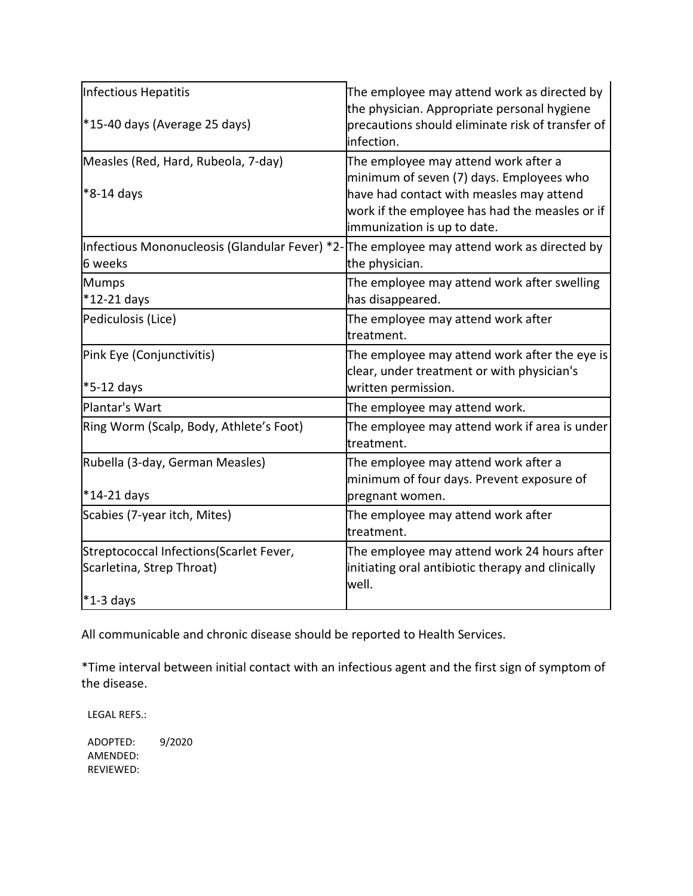| | |
|---|---|
| Infectious Hepatitis<br><br>*15-40 days (Average 25 days) | The employee may attend work as directed by the physician. Appropriate personal hygiene precautions should eliminate risk of transfer of infection. |
| Measles (Red, Hard, Rubeola, 7-day)<br><br>*8-14 days | The employee may attend work after a minimum of seven (7) days. Employees who have had contact with measles may attend work if the employee has had the measles or if immunization is up to date. |
| Infectious Mononucleosis (Glandular Fever) *2-6 weeks | The employee may attend work as directed by the physician. |
| Mumps<br>*12-21 days | The employee may attend work after swelling has disappeared. |
| Pediculosis (Lice) | The employee may attend work after treatment. |
| Pink Eye (Conjunctivitis)<br><br>*5-12 days | The employee may attend work after the eye is clear, under treatment or with physician's written permission. |
| Plantar's Wart | The employee may attend work. |
| Ring Worm (Scalp, Body, Athlete's Foot) | The employee may attend work if area is under treatment. |
| Rubella (3-day, German Measles)<br><br>*14-21 days | The employee may attend work after a minimum of four days. Prevent exposure of pregnant women. |
| Scabies (7-year itch, Mites) | The employee may attend work after treatment. |
| Streptococcal Infections(Scarlet Fever, Scarletina, Strep Throat)<br><br>*1-3 days | The employee may attend work 24 hours after initiating oral antibiotic therapy and clinically well. |

All communicable and chronic disease should be reported to Health Services.

*Time interval between initial contact with an infectious agent and the first sign of symptom of the disease.

LEGAL REFS.:

ADOPTED: 9/2020
AMENDED:
REVIEWED: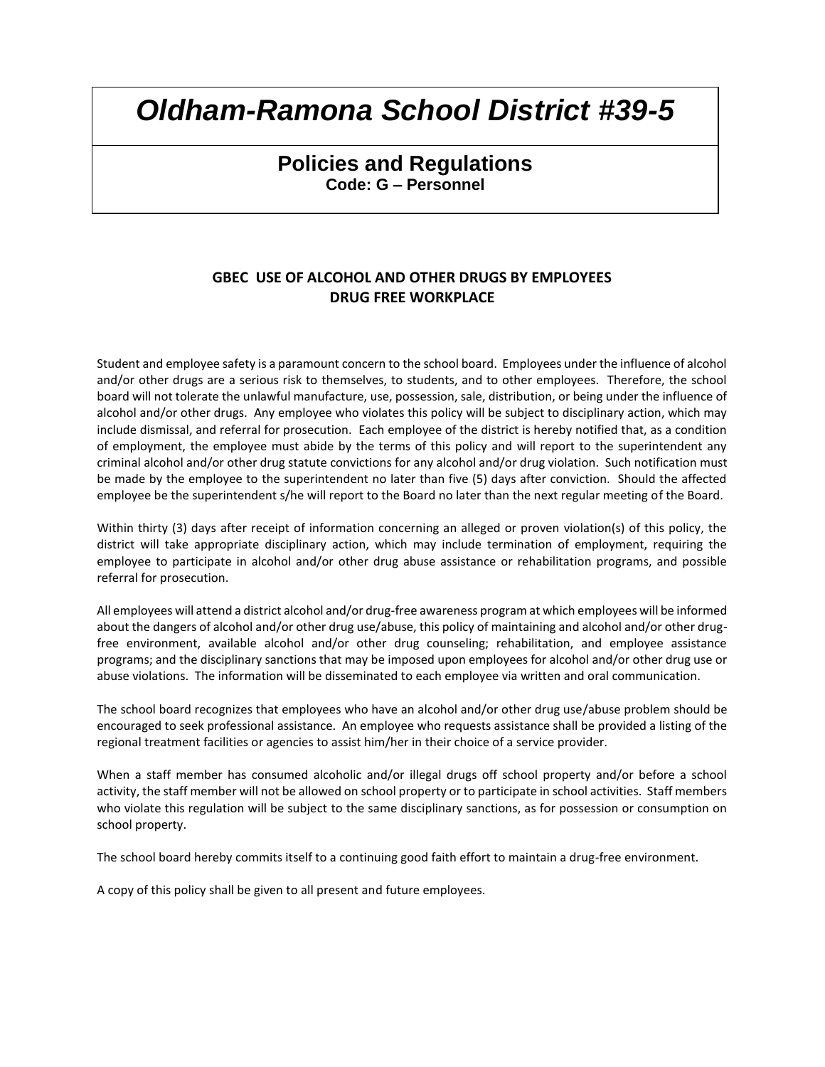# *Oldham-Ramona School District #39-5*

## Policies and Regulations

**Code: G – Personnel**

### GBEC USE OF ALCOHOL AND OTHER DRUGS BY EMPLOYEES
### DRUG FREE WORKPLACE

Student and employee safety is a paramount concern to the school board. Employees under the influence of alcohol and/or other drugs are a serious risk to themselves, to students, and to other employees. Therefore, the school board will not tolerate the unlawful manufacture, use, possession, sale, distribution, or being under the influence of alcohol and/or other drugs. Any employee who violates this policy will be subject to disciplinary action, which may include dismissal, and referral for prosecution. Each employee of the district is hereby notified that, as a condition of employment, the employee must abide by the terms of this policy and will report to the superintendent any criminal alcohol and/or other drug statute convictions for any alcohol and/or drug violation. Such notification must be made by the employee to the superintendent no later than five (5) days after conviction. Should the affected employee be the superintendent s/he will report to the Board no later than the next regular meeting of the Board.

Within thirty (3) days after receipt of information concerning an alleged or proven violation(s) of this policy, the district will take appropriate disciplinary action, which may include termination of employment, requiring the employee to participate in alcohol and/or other drug abuse assistance or rehabilitation programs, and possible referral for prosecution.

All employees will attend a district alcohol and/or drug-free awareness program at which employees will be informed about the dangers of alcohol and/or other drug use/abuse, this policy of maintaining and alcohol and/or other drug-free environment, available alcohol and/or other drug counseling; rehabilitation, and employee assistance programs; and the disciplinary sanctions that may be imposed upon employees for alcohol and/or other drug use or abuse violations. The information will be disseminated to each employee via written and oral communication.

The school board recognizes that employees who have an alcohol and/or other drug use/abuse problem should be encouraged to seek professional assistance. An employee who requests assistance shall be provided a listing of the regional treatment facilities or agencies to assist him/her in their choice of a service provider.

When a staff member has consumed alcoholic and/or illegal drugs off school property and/or before a school activity, the staff member will not be allowed on school property or to participate in school activities. Staff members who violate this regulation will be subject to the same disciplinary sanctions, as for possession or consumption on school property.

The school board hereby commits itself to a continuing good faith effort to maintain a drug-free environment.

A copy of this policy shall be given to all present and future employees.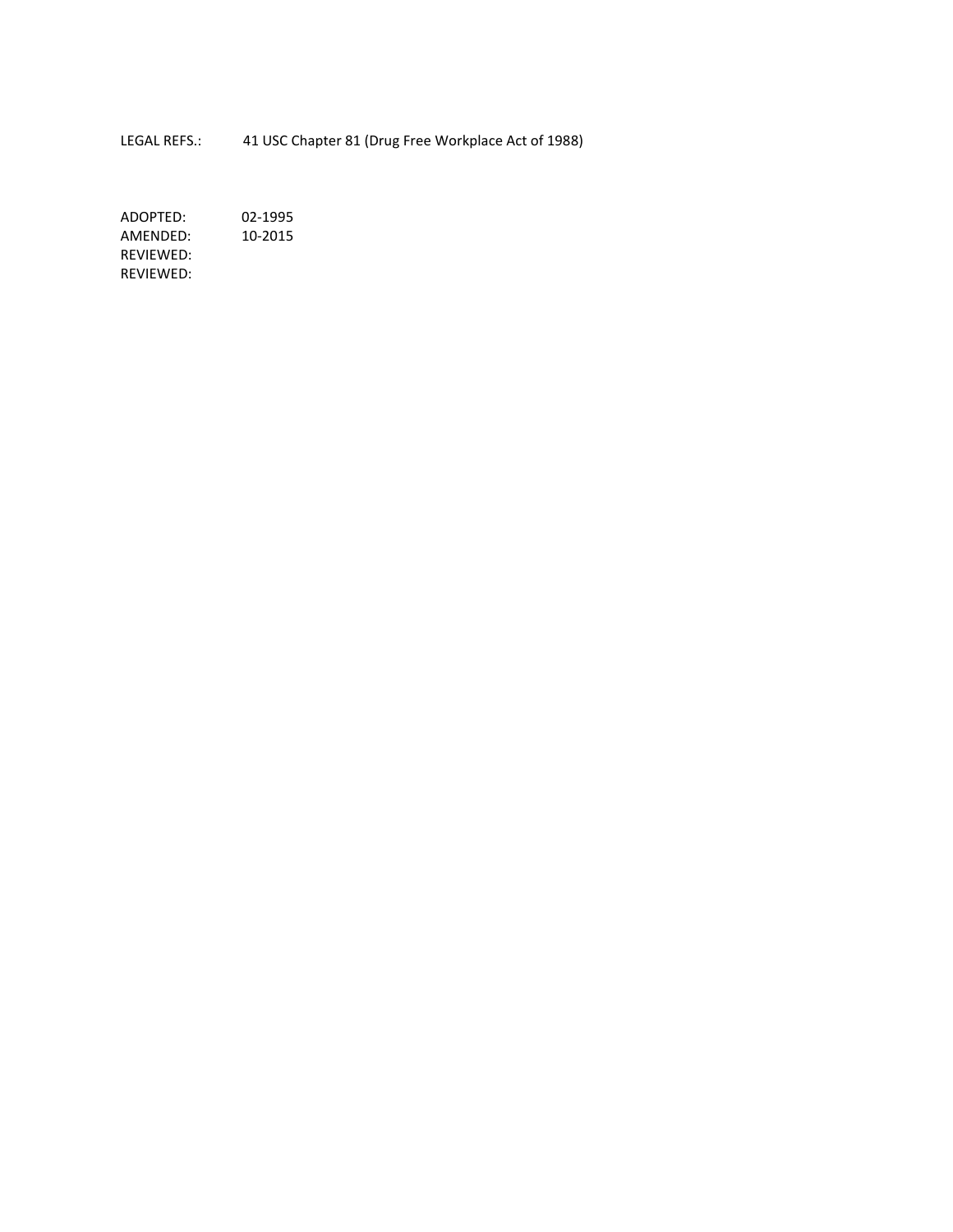LEGAL REFS.: 41 USC Chapter 81 (Drug Free Workplace Act of 1988)

ADOPTED: 02-1995
AMENDED: 10-2015
REVIEWED:
REVIEWED: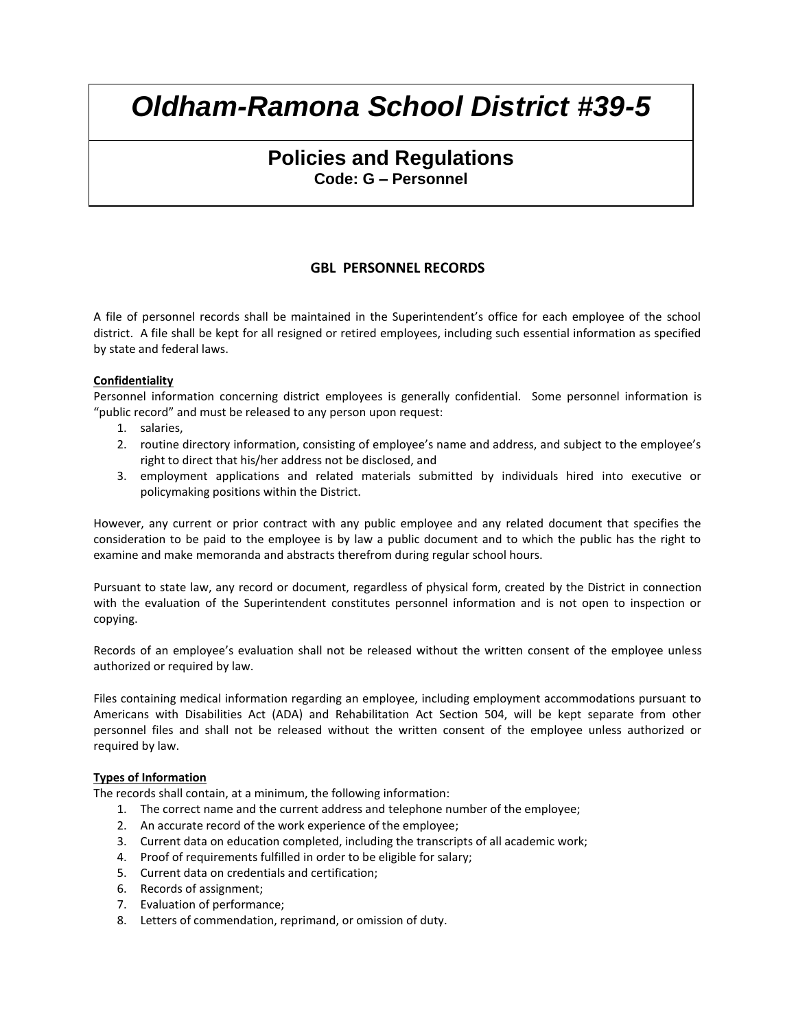# *Oldham-Ramona School District #39-5*

## Policies and Regulations

**Code: G – Personnel**

### GBL PERSONNEL RECORDS

A file of personnel records shall be maintained in the Superintendent's office for each employee of the school district. A file shall be kept for all resigned or retired employees, including such essential information as specified by state and federal laws.

**Confidentiality**

Personnel information concerning district employees is generally confidential. Some personnel information is "public record" and must be released to any person upon request:

1. salaries,
2. routine directory information, consisting of employee's name and address, and subject to the employee's right to direct that his/her address not be disclosed, and
3. employment applications and related materials submitted by individuals hired into executive or policymaking positions within the District.

However, any current or prior contract with any public employee and any related document that specifies the consideration to be paid to the employee is by law a public document and to which the public has the right to examine and make memoranda and abstracts therefrom during regular school hours.

Pursuant to state law, any record or document, regardless of physical form, created by the District in connection with the evaluation of the Superintendent constitutes personnel information and is not open to inspection or copying.

Records of an employee's evaluation shall not be released without the written consent of the employee unless authorized or required by law.

Files containing medical information regarding an employee, including employment accommodations pursuant to Americans with Disabilities Act (ADA) and Rehabilitation Act Section 504, will be kept separate from other personnel files and shall not be released without the written consent of the employee unless authorized or required by law.

**Types of Information**

The records shall contain, at a minimum, the following information:

1. The correct name and the current address and telephone number of the employee;
2. An accurate record of the work experience of the employee;
3. Current data on education completed, including the transcripts of all academic work;
4. Proof of requirements fulfilled in order to be eligible for salary;
5. Current data on credentials and certification;
6. Records of assignment;
7. Evaluation of performance;
8. Letters of commendation, reprimand, or omission of duty.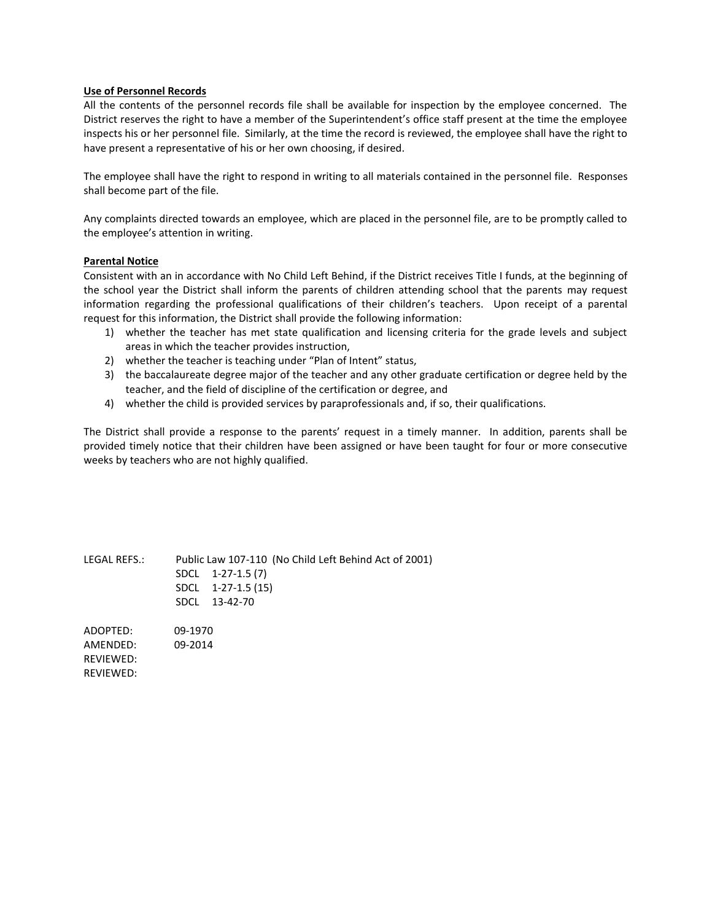**Use of Personnel Records**

All the contents of the personnel records file shall be available for inspection by the employee concerned. The District reserves the right to have a member of the Superintendent's office staff present at the time the employee inspects his or her personnel file. Similarly, at the time the record is reviewed, the employee shall have the right to have present a representative of his or her own choosing, if desired.

The employee shall have the right to respond in writing to all materials contained in the personnel file. Responses shall become part of the file.

Any complaints directed towards an employee, which are placed in the personnel file, are to be promptly called to the employee's attention in writing.

**Parental Notice**

Consistent with an in accordance with No Child Left Behind, if the District receives Title I funds, at the beginning of the school year the District shall inform the parents of children attending school that the parents may request information regarding the professional qualifications of their children's teachers. Upon receipt of a parental request for this information, the District shall provide the following information:

1) whether the teacher has met state qualification and licensing criteria for the grade levels and subject areas in which the teacher provides instruction,
2) whether the teacher is teaching under "Plan of Intent" status,
3) the baccalaureate degree major of the teacher and any other graduate certification or degree held by the teacher, and the field of discipline of the certification or degree, and
4) whether the child is provided services by paraprofessionals and, if so, their qualifications.

The District shall provide a response to the parents' request in a timely manner. In addition, parents shall be provided timely notice that their children have been assigned or have been taught for four or more consecutive weeks by teachers who are not highly qualified.

LEGAL REFS.: Public Law 107-110 (No Child Left Behind Act of 2001)
SDCL 1-27-1.5 (7)
SDCL 1-27-1.5 (15)
SDCL 13-42-70

ADOPTED: 09-1970
AMENDED: 09-2014
REVIEWED:
REVIEWED: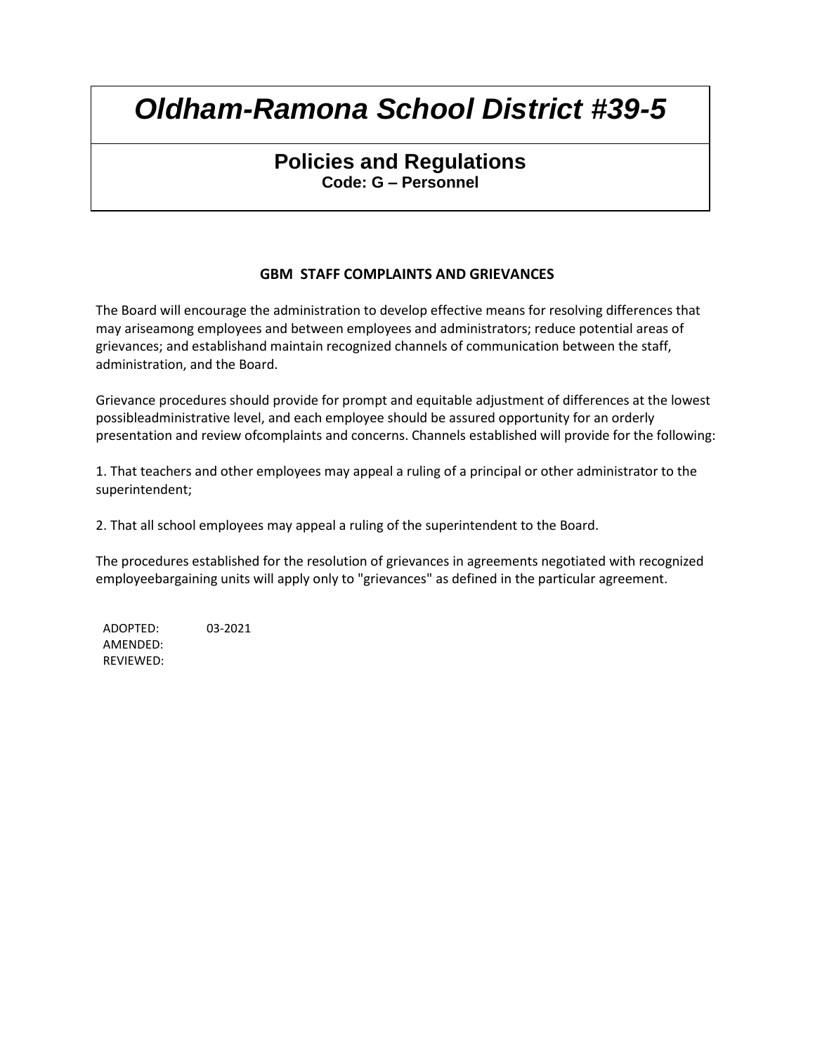# *Oldham-Ramona School District #39-5*

## Policies and Regulations

**Code: G – Personnel**

### GBM STAFF COMPLAINTS AND GRIEVANCES

The Board will encourage the administration to develop effective means for resolving differences that may ariseamong employees and between employees and administrators; reduce potential areas of grievances; and establishand maintain recognized channels of communication between the staff, administration, and the Board.

Grievance procedures should provide for prompt and equitable adjustment of differences at the lowest possibleadministrative level, and each employee should be assured opportunity for an orderly presentation and review ofcomplaints and concerns. Channels established will provide for the following:

1. That teachers and other employees may appeal a ruling of a principal or other administrator to the superintendent;

2. That all school employees may appeal a ruling of the superintendent to the Board.

The procedures established for the resolution of grievances in agreements negotiated with recognized employeebargaining units will apply only to "grievances" as defined in the particular agreement.

ADOPTED: 03-2021
AMENDED:
REVIEWED: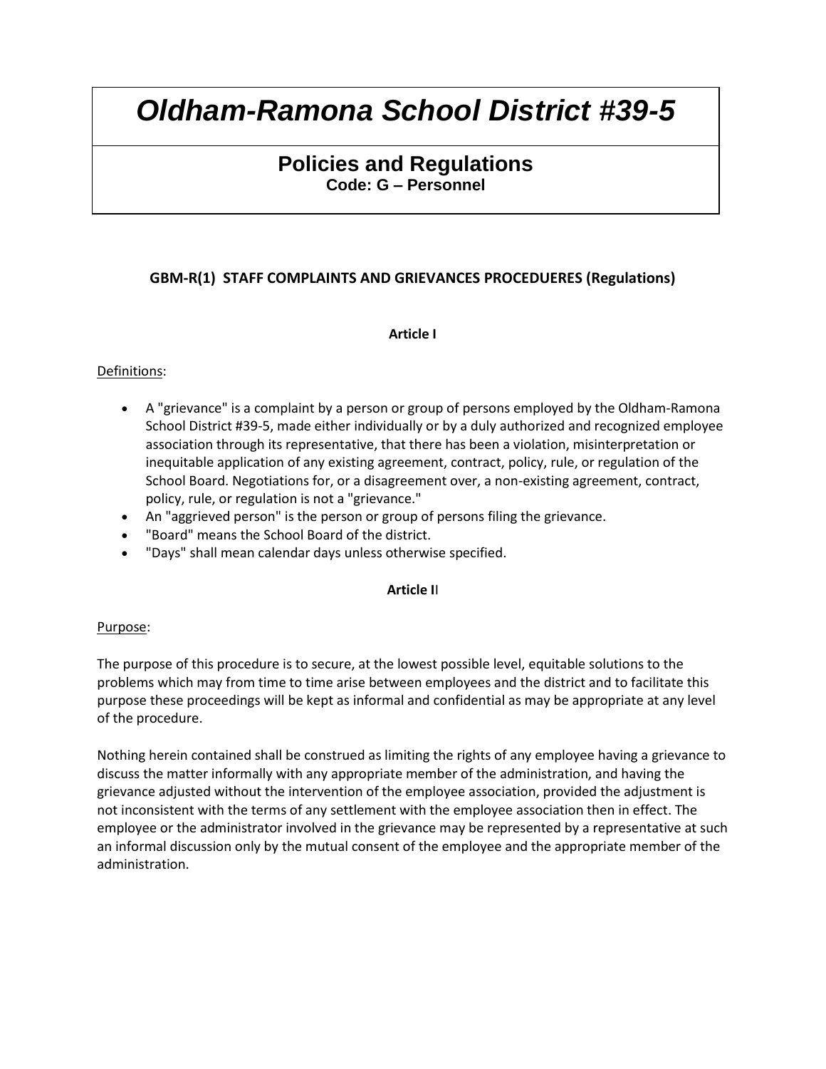# *Oldham-Ramona School District #39-5*

## Policies and Regulations

**Code: G – Personnel**

### GBM-R(1) STAFF COMPLAINTS AND GRIEVANCES PROCEDUERES (Regulations)

**Article I**

Definitions:

- A "grievance" is a complaint by a person or group of persons employed by the Oldham-Ramona School District #39-5, made either individually or by a duly authorized and recognized employee association through its representative, that there has been a violation, misinterpretation or inequitable application of any existing agreement, contract, policy, rule, or regulation of the School Board. Negotiations for, or a disagreement over, a non-existing agreement, contract, policy, rule, or regulation is not a "grievance."
- An "aggrieved person" is the person or group of persons filing the grievance.
- "Board" means the School Board of the district.
- "Days" shall mean calendar days unless otherwise specified.

**Article II**

Purpose:

The purpose of this procedure is to secure, at the lowest possible level, equitable solutions to the problems which may from time to time arise between employees and the district and to facilitate this purpose these proceedings will be kept as informal and confidential as may be appropriate at any level of the procedure.

Nothing herein contained shall be construed as limiting the rights of any employee having a grievance to discuss the matter informally with any appropriate member of the administration, and having the grievance adjusted without the intervention of the employee association, provided the adjustment is not inconsistent with the terms of any settlement with the employee association then in effect. The employee or the administrator involved in the grievance may be represented by a representative at such an informal discussion only by the mutual consent of the employee and the appropriate member of the administration.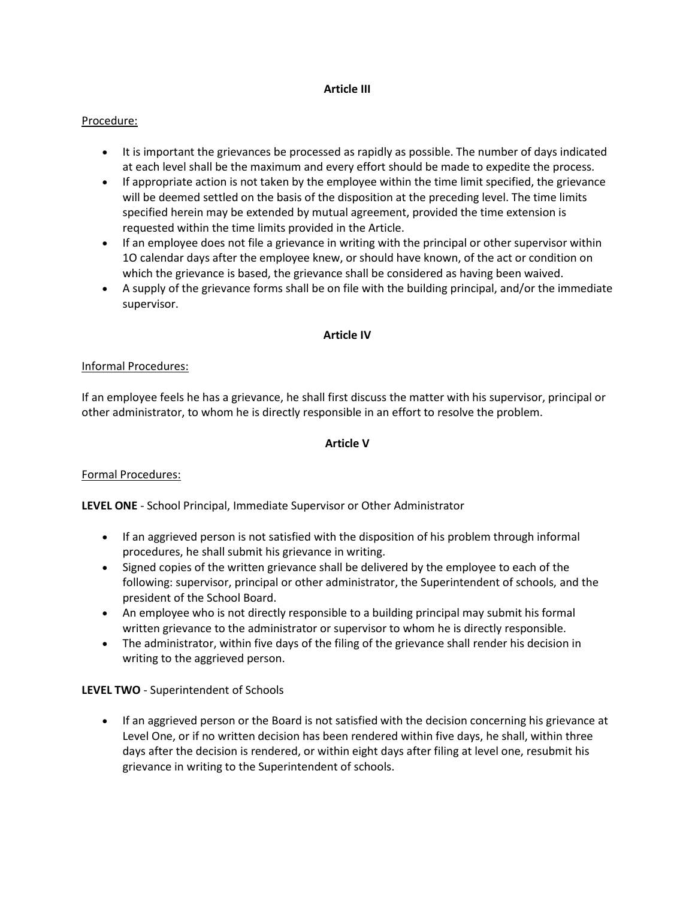**Article III**

Procedure:

- It is important the grievances be processed as rapidly as possible. The number of days indicated at each level shall be the maximum and every effort should be made to expedite the process.
- If appropriate action is not taken by the employee within the time limit specified, the grievance will be deemed settled on the basis of the disposition at the preceding level. The time limits specified herein may be extended by mutual agreement, provided the time extension is requested within the time limits provided in the Article.
- If an employee does not file a grievance in writing with the principal or other supervisor within 1O calendar days after the employee knew, or should have known, of the act or condition on which the grievance is based, the grievance shall be considered as having been waived.
- A supply of the grievance forms shall be on file with the building principal, and/or the immediate supervisor.

**Article IV**

Informal Procedures:

If an employee feels he has a grievance, he shall first discuss the matter with his supervisor, principal or other administrator, to whom he is directly responsible in an effort to resolve the problem.

**Article V**

Formal Procedures:

**LEVEL ONE** - School Principal, Immediate Supervisor or Other Administrator

- If an aggrieved person is not satisfied with the disposition of his problem through informal procedures, he shall submit his grievance in writing.
- Signed copies of the written grievance shall be delivered by the employee to each of the following: supervisor, principal or other administrator, the Superintendent of schools, and the president of the School Board.
- An employee who is not directly responsible to a building principal may submit his formal written grievance to the administrator or supervisor to whom he is directly responsible.
- The administrator, within five days of the filing of the grievance shall render his decision in writing to the aggrieved person.

**LEVEL TWO** - Superintendent of Schools

- If an aggrieved person or the Board is not satisfied with the decision concerning his grievance at Level One, or if no written decision has been rendered within five days, he shall, within three days after the decision is rendered, or within eight days after filing at level one, resubmit his grievance in writing to the Superintendent of schools.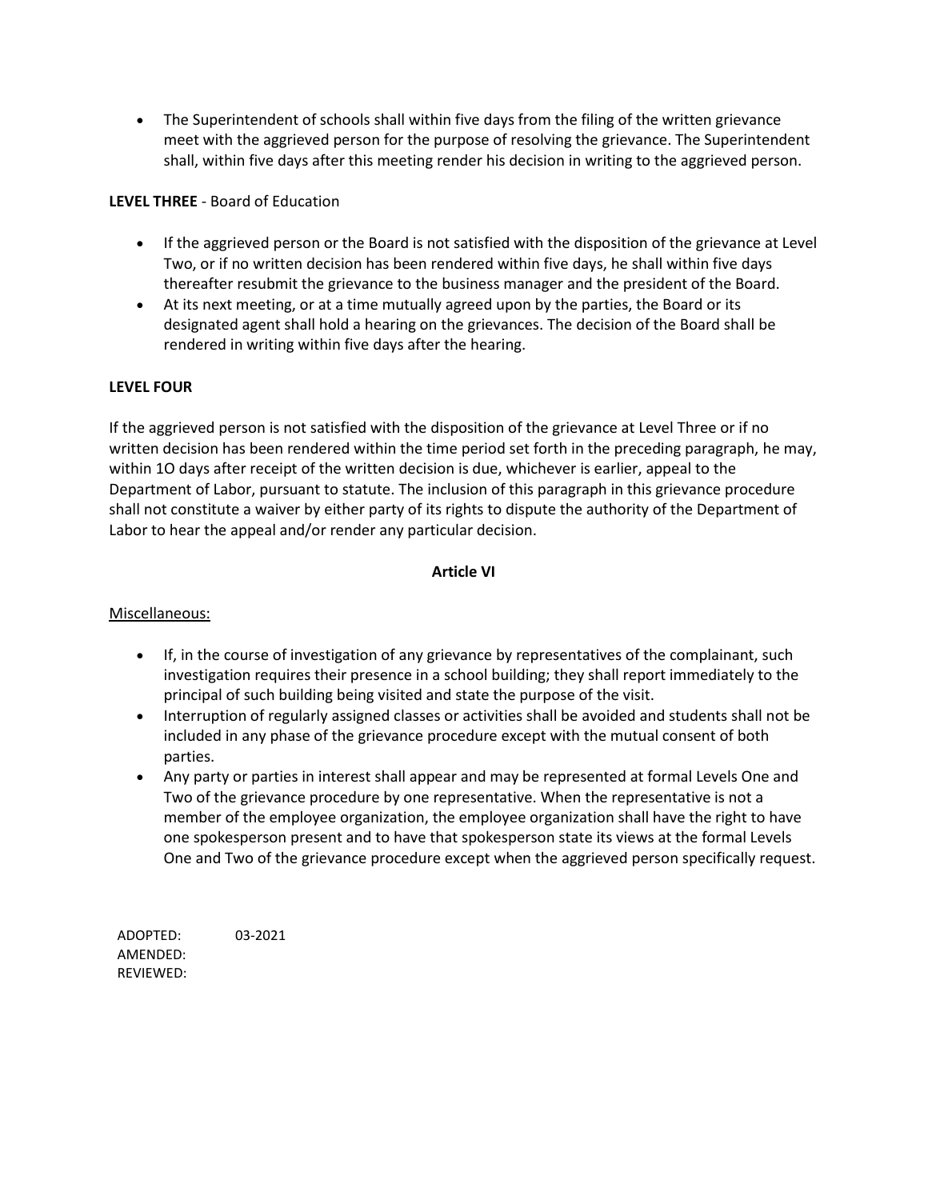- The Superintendent of schools shall within five days from the filing of the written grievance meet with the aggrieved person for the purpose of resolving the grievance. The Superintendent shall, within five days after this meeting render his decision in writing to the aggrieved person.

**LEVEL THREE** - Board of Education

- If the aggrieved person or the Board is not satisfied with the disposition of the grievance at Level Two, or if no written decision has been rendered within five days, he shall within five days thereafter resubmit the grievance to the business manager and the president of the Board.
- At its next meeting, or at a time mutually agreed upon by the parties, the Board or its designated agent shall hold a hearing on the grievances. The decision of the Board shall be rendered in writing within five days after the hearing.

**LEVEL FOUR**

If the aggrieved person is not satisfied with the disposition of the grievance at Level Three or if no written decision has been rendered within the time period set forth in the preceding paragraph, he may, within 1O days after receipt of the written decision is due, whichever is earlier, appeal to the Department of Labor, pursuant to statute. The inclusion of this paragraph in this grievance procedure shall not constitute a waiver by either party of its rights to dispute the authority of the Department of Labor to hear the appeal and/or render any particular decision.

**Article VI**

Miscellaneous:

- If, in the course of investigation of any grievance by representatives of the complainant, such investigation requires their presence in a school building; they shall report immediately to the principal of such building being visited and state the purpose of the visit.
- Interruption of regularly assigned classes or activities shall be avoided and students shall not be included in any phase of the grievance procedure except with the mutual consent of both parties.
- Any party or parties in interest shall appear and may be represented at formal Levels One and Two of the grievance procedure by one representative. When the representative is not a member of the employee organization, the employee organization shall have the right to have one spokesperson present and to have that spokesperson state its views at the formal Levels One and Two of the grievance procedure except when the aggrieved person specifically request.

ADOPTED: 03-2021
AMENDED:
REVIEWED: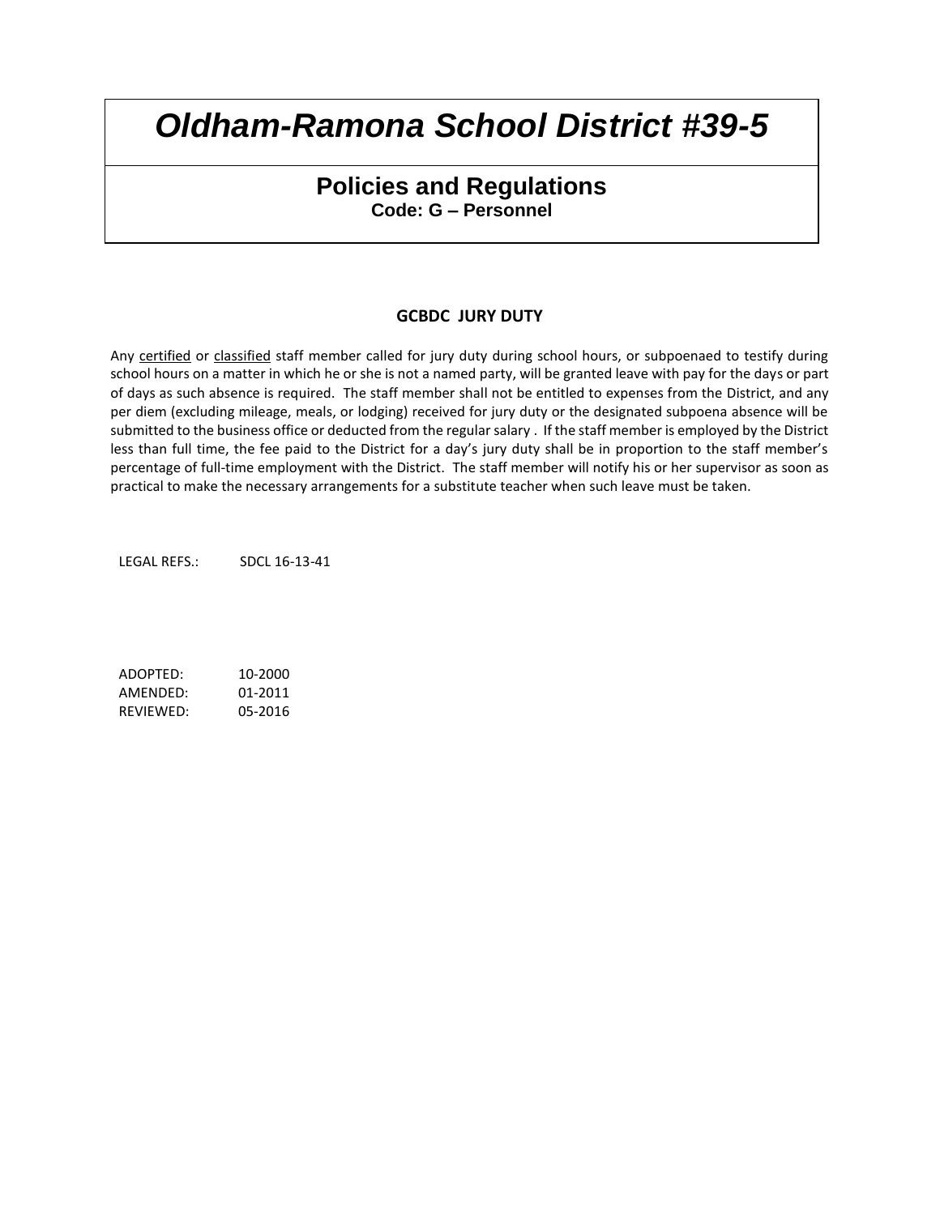# *Oldham-Ramona School District #39-5*

## Policies and Regulations

**Code: G – Personnel**

### GCBDC JURY DUTY

Any certified or classified staff member called for jury duty during school hours, or subpoenaed to testify during school hours on a matter in which he or she is not a named party, will be granted leave with pay for the days or part of days as such absence is required. The staff member shall not be entitled to expenses from the District, and any per diem (excluding mileage, meals, or lodging) received for jury duty or the designated subpoena absence will be submitted to the business office or deducted from the regular salary . If the staff member is employed by the District less than full time, the fee paid to the District for a day's jury duty shall be in proportion to the staff member's percentage of full-time employment with the District. The staff member will notify his or her supervisor as soon as practical to make the necessary arrangements for a substitute teacher when such leave must be taken.

LEGAL REFS.: SDCL 16-13-41

ADOPTED: 10-2000
AMENDED: 01-2011
REVIEWED: 05-2016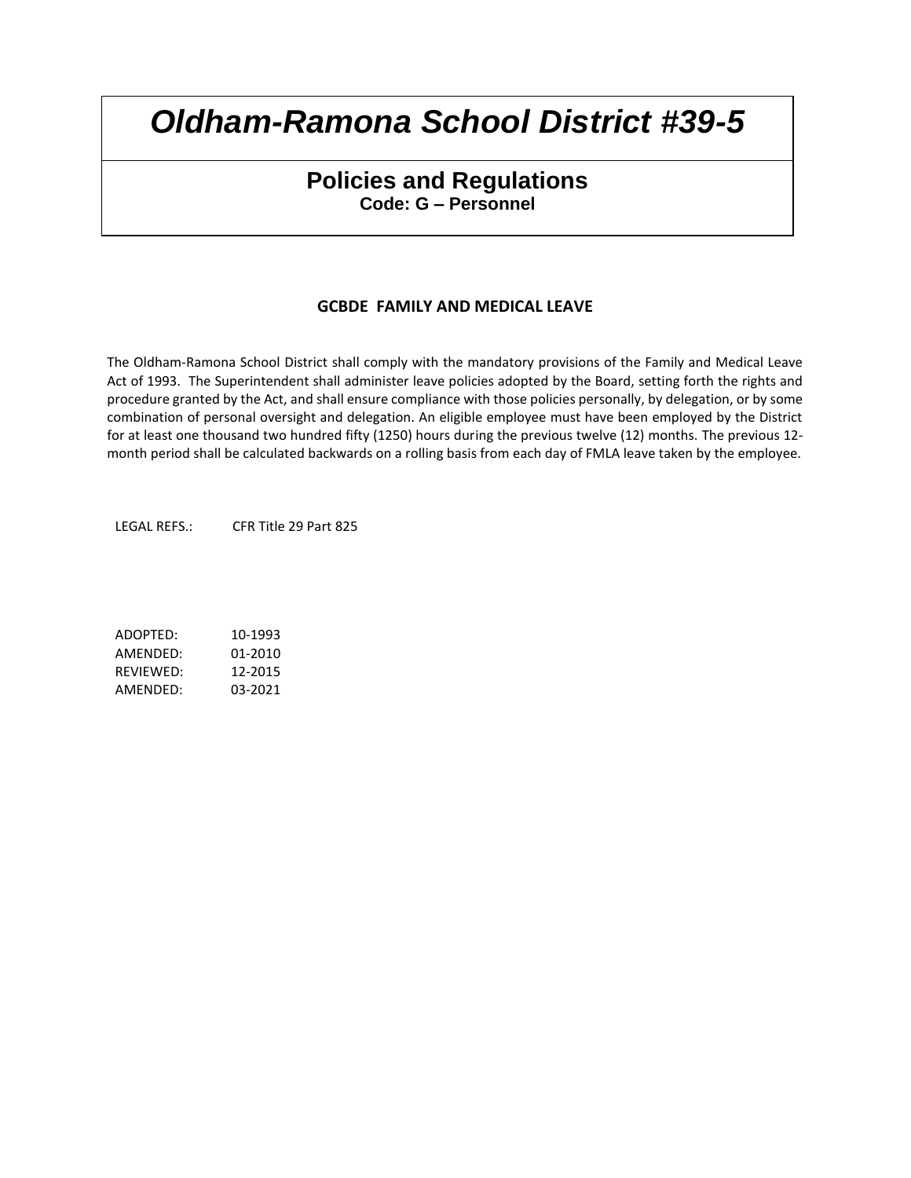# Oldham-Ramona School District #39-5

## Policies and Regulations

**Code: G – Personnel**

### GCBDE FAMILY AND MEDICAL LEAVE

The Oldham-Ramona School District shall comply with the mandatory provisions of the Family and Medical Leave Act of 1993. The Superintendent shall administer leave policies adopted by the Board, setting forth the rights and procedure granted by the Act, and shall ensure compliance with those policies personally, by delegation, or by some combination of personal oversight and delegation. An eligible employee must have been employed by the District for at least one thousand two hundred fifty (1250) hours during the previous twelve (12) months. The previous 12-month period shall be calculated backwards on a rolling basis from each day of FMLA leave taken by the employee.

LEGAL REFS.: CFR Title 29 Part 825

ADOPTED: 10-1993
AMENDED: 01-2010
REVIEWED: 12-2015
AMENDED: 03-2021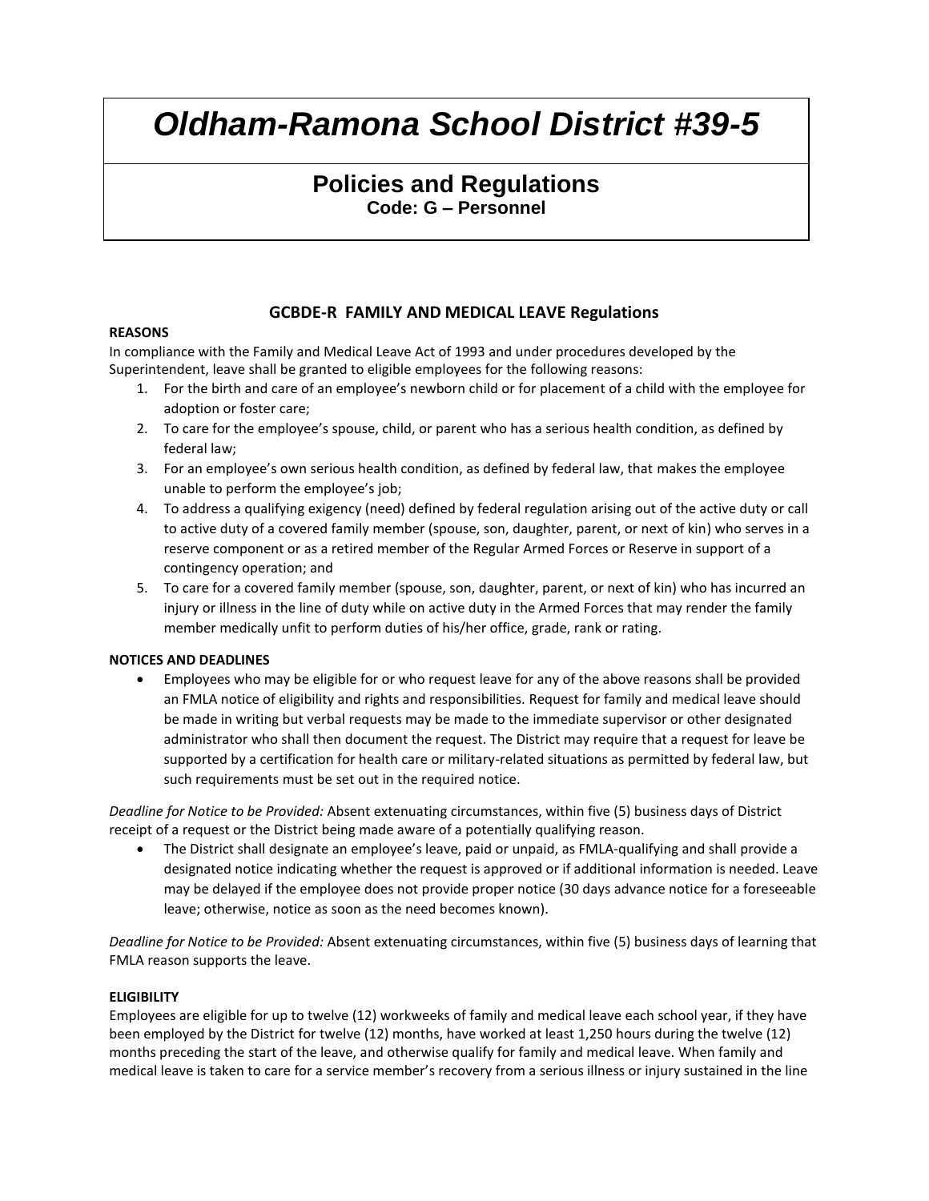# Oldham-Ramona School District #39-5

## Policies and Regulations

**Code: G – Personnel**

### GCBDE-R FAMILY AND MEDICAL LEAVE Regulations

**REASONS**

In compliance with the Family and Medical Leave Act of 1993 and under procedures developed by the Superintendent, leave shall be granted to eligible employees for the following reasons:

1. For the birth and care of an employee's newborn child or for placement of a child with the employee for adoption or foster care;
2. To care for the employee's spouse, child, or parent who has a serious health condition, as defined by federal law;
3. For an employee's own serious health condition, as defined by federal law, that makes the employee unable to perform the employee's job;
4. To address a qualifying exigency (need) defined by federal regulation arising out of the active duty or call to active duty of a covered family member (spouse, son, daughter, parent, or next of kin) who serves in a reserve component or as a retired member of the Regular Armed Forces or Reserve in support of a contingency operation; and
5. To care for a covered family member (spouse, son, daughter, parent, or next of kin) who has incurred an injury or illness in the line of duty while on active duty in the Armed Forces that may render the family member medically unfit to perform duties of his/her office, grade, rank or rating.

**NOTICES AND DEADLINES**

- Employees who may be eligible for or who request leave for any of the above reasons shall be provided an FMLA notice of eligibility and rights and responsibilities. Request for family and medical leave should be made in writing but verbal requests may be made to the immediate supervisor or other designated administrator who shall then document the request. The District may require that a request for leave be supported by a certification for health care or military-related situations as permitted by federal law, but such requirements must be set out in the required notice.

*Deadline for Notice to be Provided:* Absent extenuating circumstances, within five (5) business days of District receipt of a request or the District being made aware of a potentially qualifying reason.

- The District shall designate an employee's leave, paid or unpaid, as FMLA-qualifying and shall provide a designated notice indicating whether the request is approved or if additional information is needed. Leave may be delayed if the employee does not provide proper notice (30 days advance notice for a foreseeable leave; otherwise, notice as soon as the need becomes known).

*Deadline for Notice to be Provided:* Absent extenuating circumstances, within five (5) business days of learning that FMLA reason supports the leave.

**ELIGIBILITY**

Employees are eligible for up to twelve (12) workweeks of family and medical leave each school year, if they have been employed by the District for twelve (12) months, have worked at least 1,250 hours during the twelve (12) months preceding the start of the leave, and otherwise qualify for family and medical leave. When family and medical leave is taken to care for a service member's recovery from a serious illness or injury sustained in the line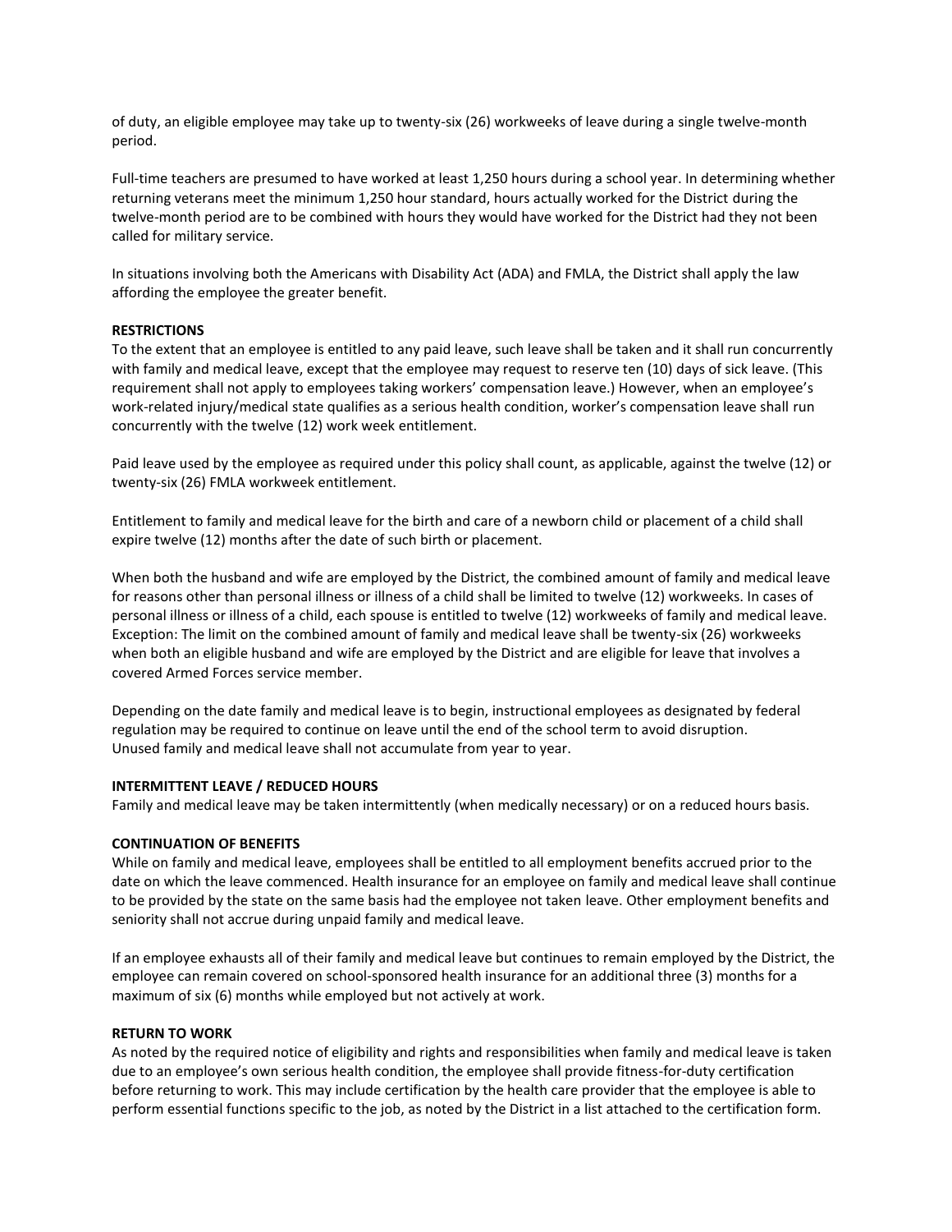of duty, an eligible employee may take up to twenty-six (26) workweeks of leave during a single twelve-month period.

Full-time teachers are presumed to have worked at least 1,250 hours during a school year. In determining whether returning veterans meet the minimum 1,250 hour standard, hours actually worked for the District during the twelve-month period are to be combined with hours they would have worked for the District had they not been called for military service.

In situations involving both the Americans with Disability Act (ADA) and FMLA, the District shall apply the law affording the employee the greater benefit.

**RESTRICTIONS**

To the extent that an employee is entitled to any paid leave, such leave shall be taken and it shall run concurrently with family and medical leave, except that the employee may request to reserve ten (10) days of sick leave. (This requirement shall not apply to employees taking workers' compensation leave.) However, when an employee's work-related injury/medical state qualifies as a serious health condition, worker's compensation leave shall run concurrently with the twelve (12) work week entitlement.

Paid leave used by the employee as required under this policy shall count, as applicable, against the twelve (12) or twenty-six (26) FMLA workweek entitlement.

Entitlement to family and medical leave for the birth and care of a newborn child or placement of a child shall expire twelve (12) months after the date of such birth or placement.

When both the husband and wife are employed by the District, the combined amount of family and medical leave for reasons other than personal illness or illness of a child shall be limited to twelve (12) workweeks. In cases of personal illness or illness of a child, each spouse is entitled to twelve (12) workweeks of family and medical leave. Exception: The limit on the combined amount of family and medical leave shall be twenty-six (26) workweeks when both an eligible husband and wife are employed by the District and are eligible for leave that involves a covered Armed Forces service member.

Depending on the date family and medical leave is to begin, instructional employees as designated by federal regulation may be required to continue on leave until the end of the school term to avoid disruption. Unused family and medical leave shall not accumulate from year to year.

**INTERMITTENT LEAVE / REDUCED HOURS**

Family and medical leave may be taken intermittently (when medically necessary) or on a reduced hours basis.

**CONTINUATION OF BENEFITS**

While on family and medical leave, employees shall be entitled to all employment benefits accrued prior to the date on which the leave commenced. Health insurance for an employee on family and medical leave shall continue to be provided by the state on the same basis had the employee not taken leave. Other employment benefits and seniority shall not accrue during unpaid family and medical leave.

If an employee exhausts all of their family and medical leave but continues to remain employed by the District, the employee can remain covered on school-sponsored health insurance for an additional three (3) months for a maximum of six (6) months while employed but not actively at work.

**RETURN TO WORK**

As noted by the required notice of eligibility and rights and responsibilities when family and medical leave is taken due to an employee's own serious health condition, the employee shall provide fitness-for-duty certification before returning to work. This may include certification by the health care provider that the employee is able to perform essential functions specific to the job, as noted by the District in a list attached to the certification form.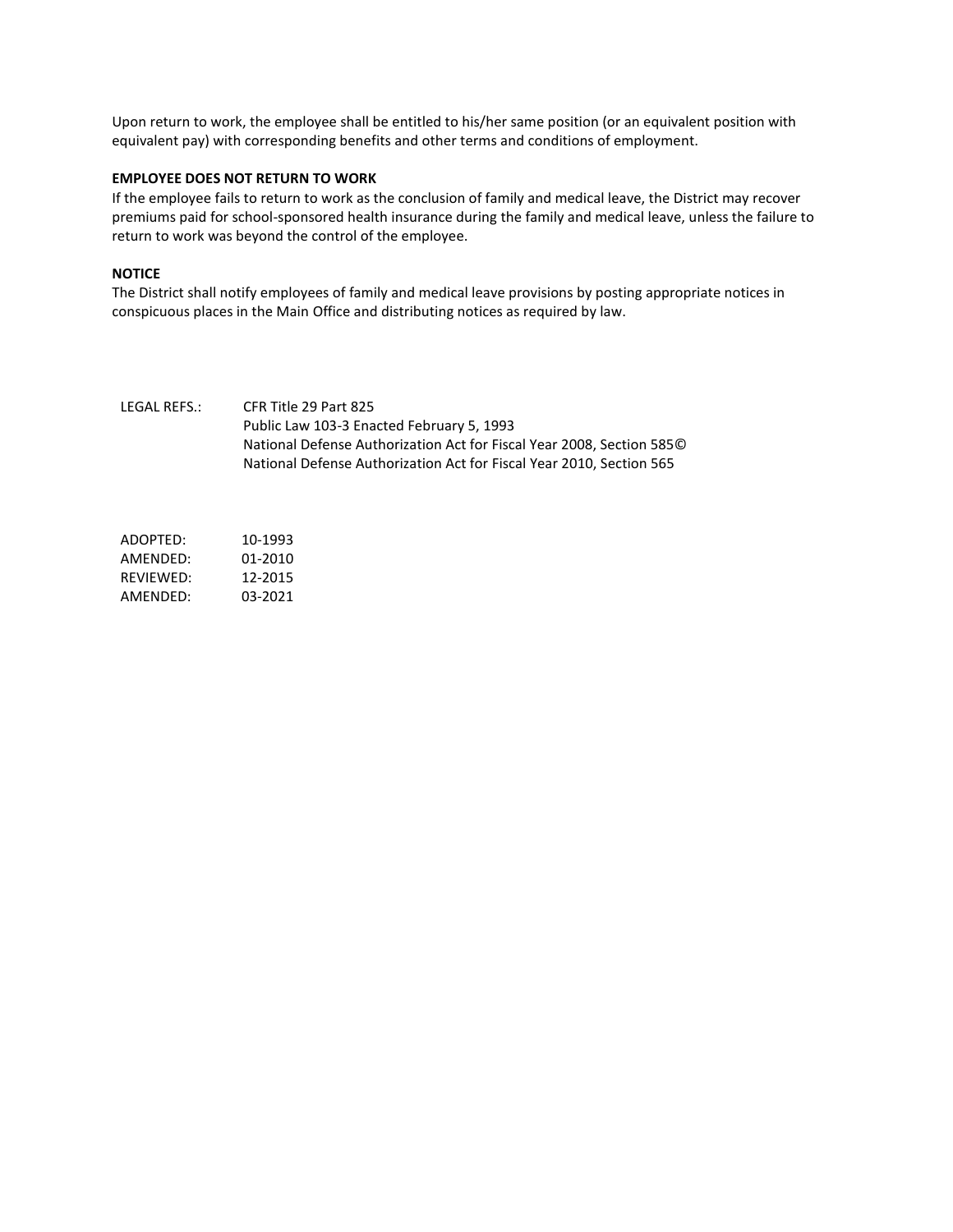Upon return to work, the employee shall be entitled to his/her same position (or an equivalent position with equivalent pay) with corresponding benefits and other terms and conditions of employment.

**EMPLOYEE DOES NOT RETURN TO WORK**

If the employee fails to return to work as the conclusion of family and medical leave, the District may recover premiums paid for school-sponsored health insurance during the family and medical leave, unless the failure to return to work was beyond the control of the employee.

**NOTICE**

The District shall notify employees of family and medical leave provisions by posting appropriate notices in conspicuous places in the Main Office and distributing notices as required by law.

LEGAL REFS.: CFR Title 29 Part 825
Public Law 103-3 Enacted February 5, 1993
National Defense Authorization Act for Fiscal Year 2008, Section 585©
National Defense Authorization Act for Fiscal Year 2010, Section 565

ADOPTED: 10-1993
AMENDED: 01-2010
REVIEWED: 12-2015
AMENDED: 03-2021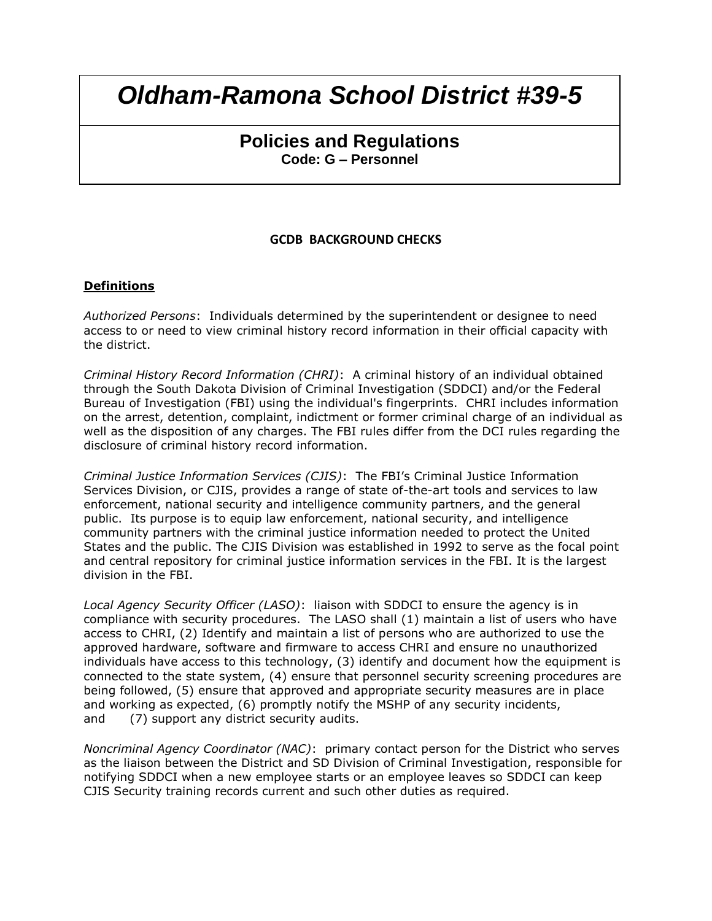# *Oldham-Ramona School District #39-5*

## Policies and Regulations

**Code: G – Personnel**

**GCDB BACKGROUND CHECKS**

**Definitions**

*Authorized Persons*: Individuals determined by the superintendent or designee to need access to or need to view criminal history record information in their official capacity with the district.

*Criminal History Record Information (CHRI)*: A criminal history of an individual obtained through the South Dakota Division of Criminal Investigation (SDDCI) and/or the Federal Bureau of Investigation (FBI) using the individual's fingerprints. CHRI includes information on the arrest, detention, complaint, indictment or former criminal charge of an individual as well as the disposition of any charges. The FBI rules differ from the DCI rules regarding the disclosure of criminal history record information.

*Criminal Justice Information Services (CJIS)*: The FBI's Criminal Justice Information Services Division, or CJIS, provides a range of state of-the-art tools and services to law enforcement, national security and intelligence community partners, and the general public. Its purpose is to equip law enforcement, national security, and intelligence community partners with the criminal justice information needed to protect the United States and the public. The CJIS Division was established in 1992 to serve as the focal point and central repository for criminal justice information services in the FBI. It is the largest division in the FBI.

*Local Agency Security Officer (LASO)*: liaison with SDDCI to ensure the agency is in compliance with security procedures. The LASO shall (1) maintain a list of users who have access to CHRI, (2) Identify and maintain a list of persons who are authorized to use the approved hardware, software and firmware to access CHRI and ensure no unauthorized individuals have access to this technology, (3) identify and document how the equipment is connected to the state system, (4) ensure that personnel security screening procedures are being followed, (5) ensure that approved and appropriate security measures are in place and working as expected, (6) promptly notify the MSHP of any security incidents, and (7) support any district security audits.

*Noncriminal Agency Coordinator (NAC)*: primary contact person for the District who serves as the liaison between the District and SD Division of Criminal Investigation, responsible for notifying SDDCI when a new employee starts or an employee leaves so SDDCI can keep CJIS Security training records current and such other duties as required.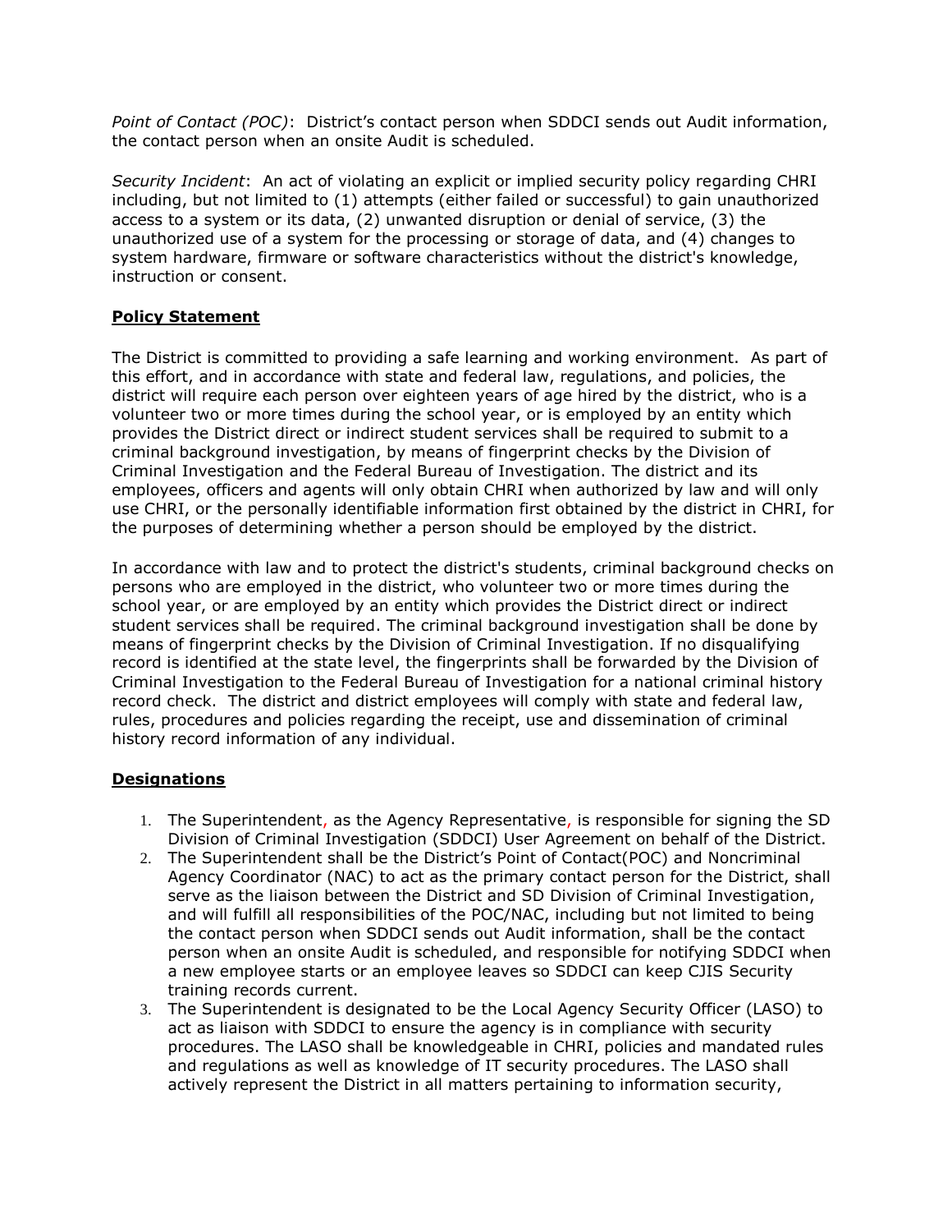*Point of Contact (POC)*: District's contact person when SDDCI sends out Audit information, the contact person when an onsite Audit is scheduled.

*Security Incident*: An act of violating an explicit or implied security policy regarding CHRI including, but not limited to (1) attempts (either failed or successful) to gain unauthorized access to a system or its data, (2) unwanted disruption or denial of service, (3) the unauthorized use of a system for the processing or storage of data, and (4) changes to system hardware, firmware or software characteristics without the district's knowledge, instruction or consent.

**Policy Statement**

The District is committed to providing a safe learning and working environment. As part of this effort, and in accordance with state and federal law, regulations, and policies, the district will require each person over eighteen years of age hired by the district, who is a volunteer two or more times during the school year, or is employed by an entity which provides the District direct or indirect student services shall be required to submit to a criminal background investigation, by means of fingerprint checks by the Division of Criminal Investigation and the Federal Bureau of Investigation. The district and its employees, officers and agents will only obtain CHRI when authorized by law and will only use CHRI, or the personally identifiable information first obtained by the district in CHRI, for the purposes of determining whether a person should be employed by the district.

In accordance with law and to protect the district's students, criminal background checks on persons who are employed in the district, who volunteer two or more times during the school year, or are employed by an entity which provides the District direct or indirect student services shall be required. The criminal background investigation shall be done by means of fingerprint checks by the Division of Criminal Investigation. If no disqualifying record is identified at the state level, the fingerprints shall be forwarded by the Division of Criminal Investigation to the Federal Bureau of Investigation for a national criminal history record check. The district and district employees will comply with state and federal law, rules, procedures and policies regarding the receipt, use and dissemination of criminal history record information of any individual.

**Designations**

1. The Superintendent, as the Agency Representative, is responsible for signing the SD Division of Criminal Investigation (SDDCI) User Agreement on behalf of the District.
2. The Superintendent shall be the District's Point of Contact(POC) and Noncriminal Agency Coordinator (NAC) to act as the primary contact person for the District, shall serve as the liaison between the District and SD Division of Criminal Investigation, and will fulfill all responsibilities of the POC/NAC, including but not limited to being the contact person when SDDCI sends out Audit information, shall be the contact person when an onsite Audit is scheduled, and responsible for notifying SDDCI when a new employee starts or an employee leaves so SDDCI can keep CJIS Security training records current.
3. The Superintendent is designated to be the Local Agency Security Officer (LASO) to act as liaison with SDDCI to ensure the agency is in compliance with security procedures. The LASO shall be knowledgeable in CHRI, policies and mandated rules and regulations as well as knowledge of IT security procedures. The LASO shall actively represent the District in all matters pertaining to information security,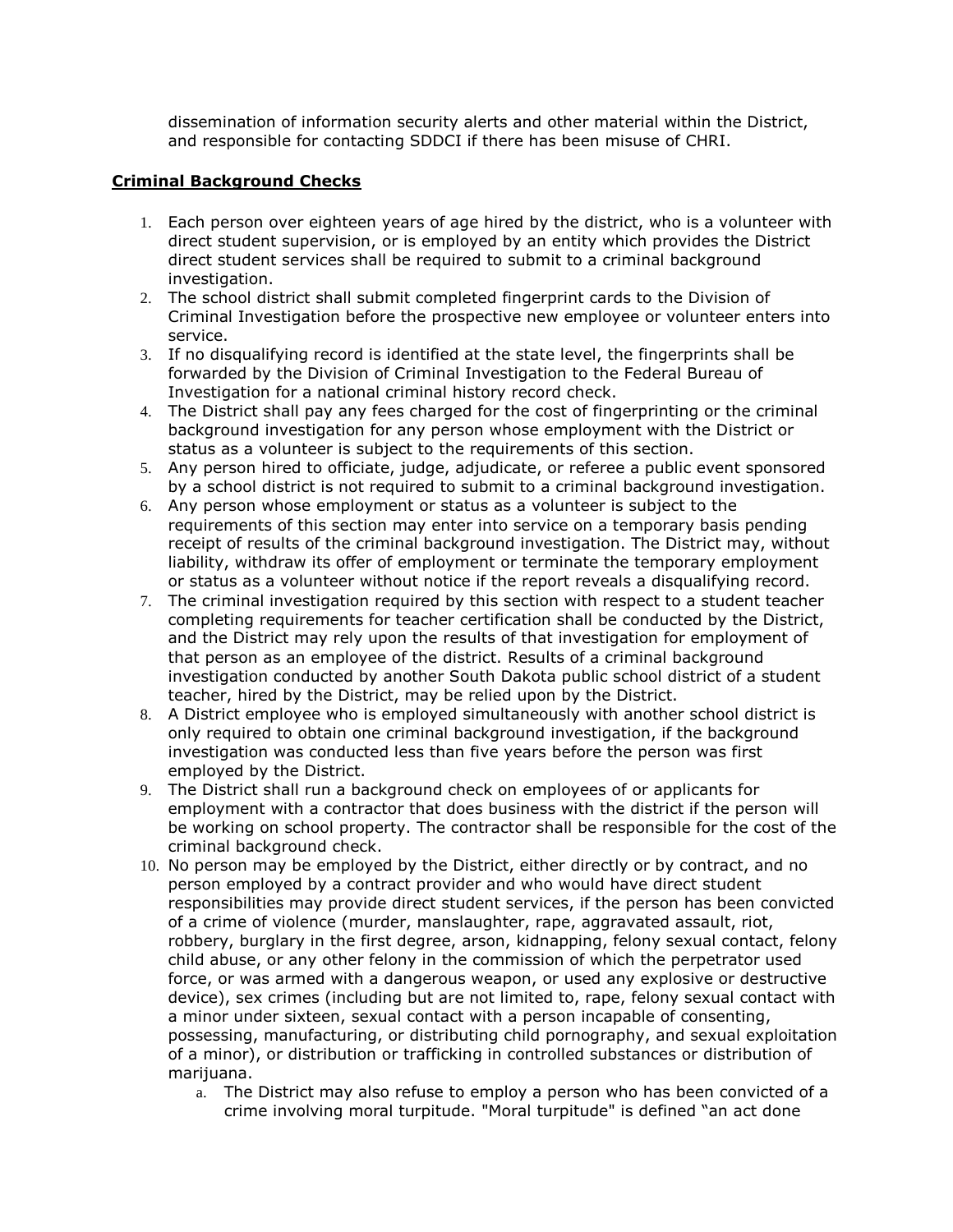dissemination of information security alerts and other material within the District, and responsible for contacting SDDCI if there has been misuse of CHRI.

## Criminal Background Checks

1. Each person over eighteen years of age hired by the district, who is a volunteer with direct student supervision, or is employed by an entity which provides the District direct student services shall be required to submit to a criminal background investigation.
2. The school district shall submit completed fingerprint cards to the Division of Criminal Investigation before the prospective new employee or volunteer enters into service.
3. If no disqualifying record is identified at the state level, the fingerprints shall be forwarded by the Division of Criminal Investigation to the Federal Bureau of Investigation for a national criminal history record check.
4. The District shall pay any fees charged for the cost of fingerprinting or the criminal background investigation for any person whose employment with the District or status as a volunteer is subject to the requirements of this section.
5. Any person hired to officiate, judge, adjudicate, or referee a public event sponsored by a school district is not required to submit to a criminal background investigation.
6. Any person whose employment or status as a volunteer is subject to the requirements of this section may enter into service on a temporary basis pending receipt of results of the criminal background investigation. The District may, without liability, withdraw its offer of employment or terminate the temporary employment or status as a volunteer without notice if the report reveals a disqualifying record.
7. The criminal investigation required by this section with respect to a student teacher completing requirements for teacher certification shall be conducted by the District, and the District may rely upon the results of that investigation for employment of that person as an employee of the district. Results of a criminal background investigation conducted by another South Dakota public school district of a student teacher, hired by the District, may be relied upon by the District.
8. A District employee who is employed simultaneously with another school district is only required to obtain one criminal background investigation, if the background investigation was conducted less than five years before the person was first employed by the District.
9. The District shall run a background check on employees of or applicants for employment with a contractor that does business with the district if the person will be working on school property. The contractor shall be responsible for the cost of the criminal background check.
10. No person may be employed by the District, either directly or by contract, and no person employed by a contract provider and who would have direct student responsibilities may provide direct student services, if the person has been convicted of a crime of violence (murder, manslaughter, rape, aggravated assault, riot, robbery, burglary in the first degree, arson, kidnapping, felony sexual contact, felony child abuse, or any other felony in the commission of which the perpetrator used force, or was armed with a dangerous weapon, or used any explosive or destructive device), sex crimes (including but are not limited to, rape, felony sexual contact with a minor under sixteen, sexual contact with a person incapable of consenting, possessing, manufacturing, or distributing child pornography, and sexual exploitation of a minor), or distribution or trafficking in controlled substances or distribution of marijuana.
    a. The District may also refuse to employ a person who has been convicted of a crime involving moral turpitude. "Moral turpitude" is defined "an act done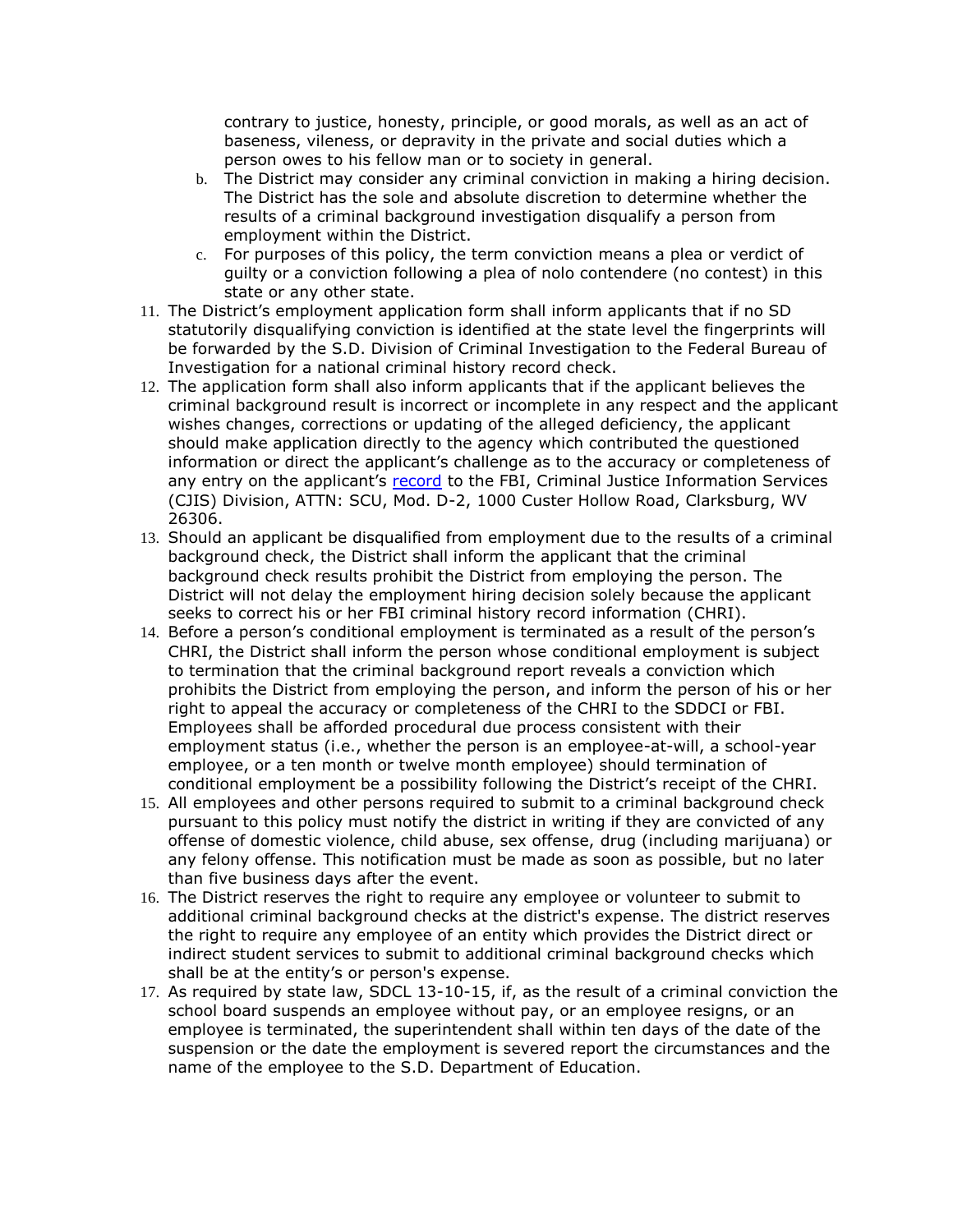contrary to justice, honesty, principle, or good morals, as well as an act of baseness, vileness, or depravity in the private and social duties which a person owes to his fellow man or to society in general.

   b. The District may consider any criminal conviction in making a hiring decision. The District has the sole and absolute discretion to determine whether the results of a criminal background investigation disqualify a person from employment within the District.
   c. For purposes of this policy, the term conviction means a plea or verdict of guilty or a conviction following a plea of nolo contendere (no contest) in this state or any other state.

11. The District's employment application form shall inform applicants that if no SD statutorily disqualifying conviction is identified at the state level the fingerprints will be forwarded by the S.D. Division of Criminal Investigation to the Federal Bureau of Investigation for a national criminal history record check.
12. The application form shall also inform applicants that if the applicant believes the criminal background result is incorrect or incomplete in any respect and the applicant wishes changes, corrections or updating of the alleged deficiency, the applicant should make application directly to the agency which contributed the questioned information or direct the applicant's challenge as to the accuracy or completeness of any entry on the applicant's record to the FBI, Criminal Justice Information Services (CJIS) Division, ATTN: SCU, Mod. D-2, 1000 Custer Hollow Road, Clarksburg, WV 26306.
13. Should an applicant be disqualified from employment due to the results of a criminal background check, the District shall inform the applicant that the criminal background check results prohibit the District from employing the person. The District will not delay the employment hiring decision solely because the applicant seeks to correct his or her FBI criminal history record information (CHRI).
14. Before a person's conditional employment is terminated as a result of the person's CHRI, the District shall inform the person whose conditional employment is subject to termination that the criminal background report reveals a conviction which prohibits the District from employing the person, and inform the person of his or her right to appeal the accuracy or completeness of the CHRI to the SDDCI or FBI. Employees shall be afforded procedural due process consistent with their employment status (i.e., whether the person is an employee-at-will, a school-year employee, or a ten month or twelve month employee) should termination of conditional employment be a possibility following the District's receipt of the CHRI.
15. All employees and other persons required to submit to a criminal background check pursuant to this policy must notify the district in writing if they are convicted of any offense of domestic violence, child abuse, sex offense, drug (including marijuana) or any felony offense. This notification must be made as soon as possible, but no later than five business days after the event.
16. The District reserves the right to require any employee or volunteer to submit to additional criminal background checks at the district's expense. The district reserves the right to require any employee of an entity which provides the District direct or indirect student services to submit to additional criminal background checks which shall be at the entity's or person's expense.
17. As required by state law, SDCL 13-10-15, if, as the result of a criminal conviction the school board suspends an employee without pay, or an employee resigns, or an employee is terminated, the superintendent shall within ten days of the date of the suspension or the date the employment is severed report the circumstances and the name of the employee to the S.D. Department of Education.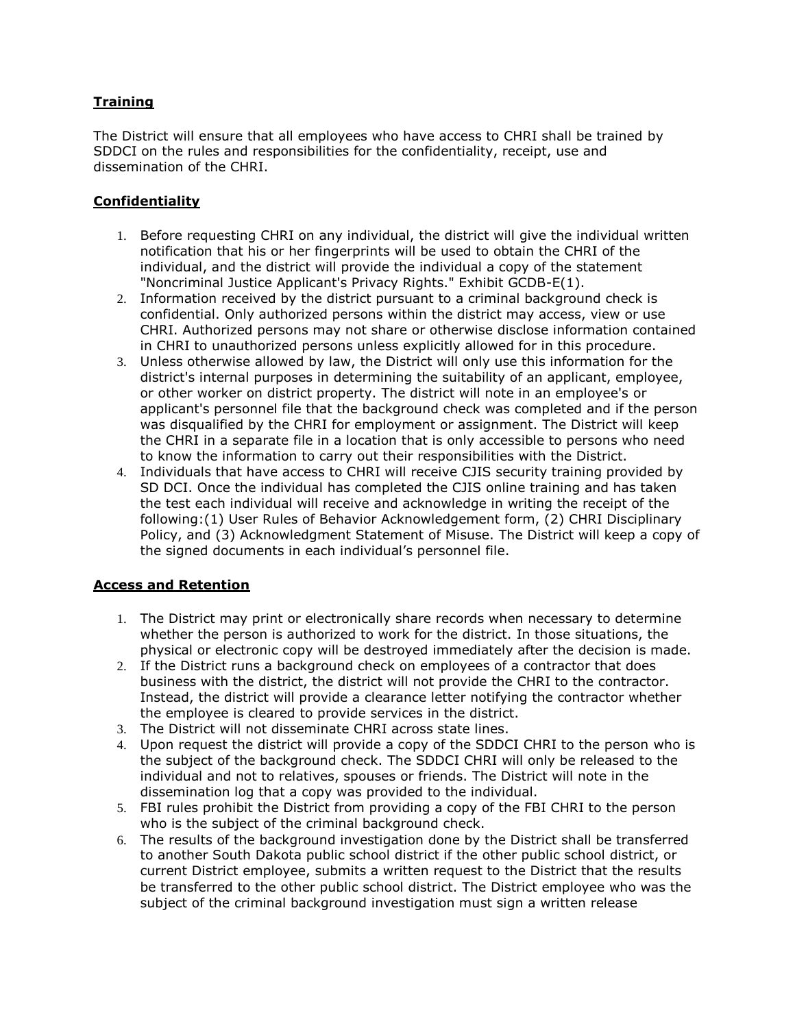**Training**

The District will ensure that all employees who have access to CHRI shall be trained by SDDCI on the rules and responsibilities for the confidentiality, receipt, use and dissemination of the CHRI.

**Confidentiality**

1. Before requesting CHRI on any individual, the district will give the individual written notification that his or her fingerprints will be used to obtain the CHRI of the individual, and the district will provide the individual a copy of the statement "Noncriminal Justice Applicant's Privacy Rights." Exhibit GCDB-E(1).
2. Information received by the district pursuant to a criminal background check is confidential. Only authorized persons within the district may access, view or use CHRI. Authorized persons may not share or otherwise disclose information contained in CHRI to unauthorized persons unless explicitly allowed for in this procedure.
3. Unless otherwise allowed by law, the District will only use this information for the district's internal purposes in determining the suitability of an applicant, employee, or other worker on district property. The district will note in an employee's or applicant's personnel file that the background check was completed and if the person was disqualified by the CHRI for employment or assignment. The District will keep the CHRI in a separate file in a location that is only accessible to persons who need to know the information to carry out their responsibilities with the District.
4. Individuals that have access to CHRI will receive CJIS security training provided by SD DCI. Once the individual has completed the CJIS online training and has taken the test each individual will receive and acknowledge in writing the receipt of the following:(1) User Rules of Behavior Acknowledgement form, (2) CHRI Disciplinary Policy, and (3) Acknowledgment Statement of Misuse. The District will keep a copy of the signed documents in each individual's personnel file.

**Access and Retention**

1. The District may print or electronically share records when necessary to determine whether the person is authorized to work for the district. In those situations, the physical or electronic copy will be destroyed immediately after the decision is made.
2. If the District runs a background check on employees of a contractor that does business with the district, the district will not provide the CHRI to the contractor. Instead, the district will provide a clearance letter notifying the contractor whether the employee is cleared to provide services in the district.
3. The District will not disseminate CHRI across state lines.
4. Upon request the district will provide a copy of the SDDCI CHRI to the person who is the subject of the background check. The SDDCI CHRI will only be released to the individual and not to relatives, spouses or friends. The District will note in the dissemination log that a copy was provided to the individual.
5. FBI rules prohibit the District from providing a copy of the FBI CHRI to the person who is the subject of the criminal background check.
6. The results of the background investigation done by the District shall be transferred to another South Dakota public school district if the other public school district, or current District employee, submits a written request to the District that the results be transferred to the other public school district. The District employee who was the subject of the criminal background investigation must sign a written release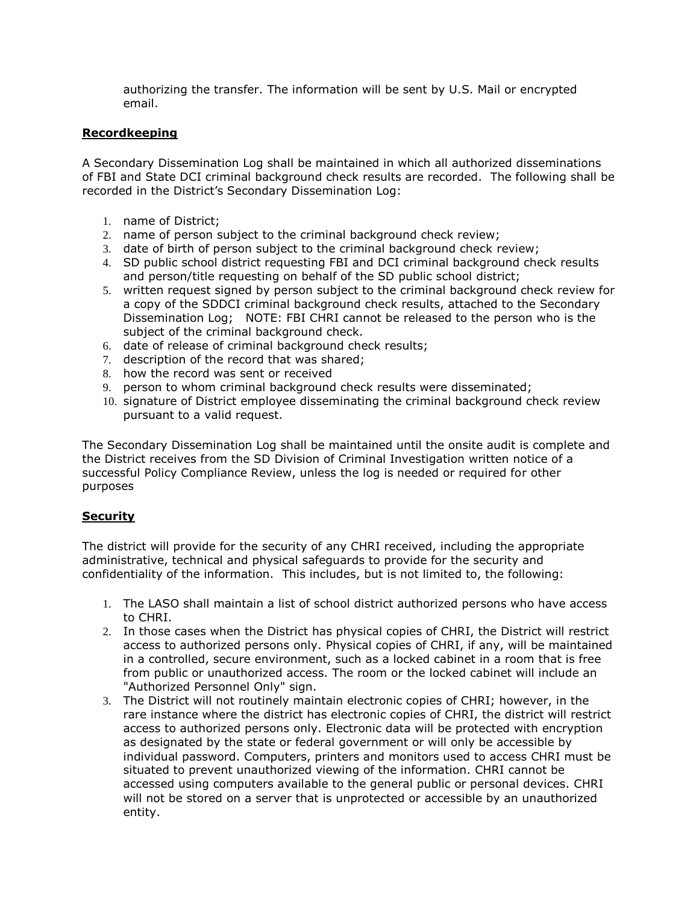authorizing the transfer. The information will be sent by U.S. Mail or encrypted email.

## Recordkeeping

A Secondary Dissemination Log shall be maintained in which all authorized disseminations of FBI and State DCI criminal background check results are recorded. The following shall be recorded in the District's Secondary Dissemination Log:

1. name of District;
2. name of person subject to the criminal background check review;
3. date of birth of person subject to the criminal background check review;
4. SD public school district requesting FBI and DCI criminal background check results and person/title requesting on behalf of the SD public school district;
5. written request signed by person subject to the criminal background check review for a copy of the SDDCI criminal background check results, attached to the Secondary Dissemination Log; NOTE: FBI CHRI cannot be released to the person who is the subject of the criminal background check.
6. date of release of criminal background check results;
7. description of the record that was shared;
8. how the record was sent or received
9. person to whom criminal background check results were disseminated;
10. signature of District employee disseminating the criminal background check review pursuant to a valid request.

The Secondary Dissemination Log shall be maintained until the onsite audit is complete and the District receives from the SD Division of Criminal Investigation written notice of a successful Policy Compliance Review, unless the log is needed or required for other purposes

## Security

The district will provide for the security of any CHRI received, including the appropriate administrative, technical and physical safeguards to provide for the security and confidentiality of the information. This includes, but is not limited to, the following:

1. The LASO shall maintain a list of school district authorized persons who have access to CHRI.
2. In those cases when the District has physical copies of CHRI, the District will restrict access to authorized persons only. Physical copies of CHRI, if any, will be maintained in a controlled, secure environment, such as a locked cabinet in a room that is free from public or unauthorized access. The room or the locked cabinet will include an "Authorized Personnel Only" sign.
3. The District will not routinely maintain electronic copies of CHRI; however, in the rare instance where the district has electronic copies of CHRI, the district will restrict access to authorized persons only. Electronic data will be protected with encryption as designated by the state or federal government or will only be accessible by individual password. Computers, printers and monitors used to access CHRI must be situated to prevent unauthorized viewing of the information. CHRI cannot be accessed using computers available to the general public or personal devices. CHRI will not be stored on a server that is unprotected or accessible by an unauthorized entity.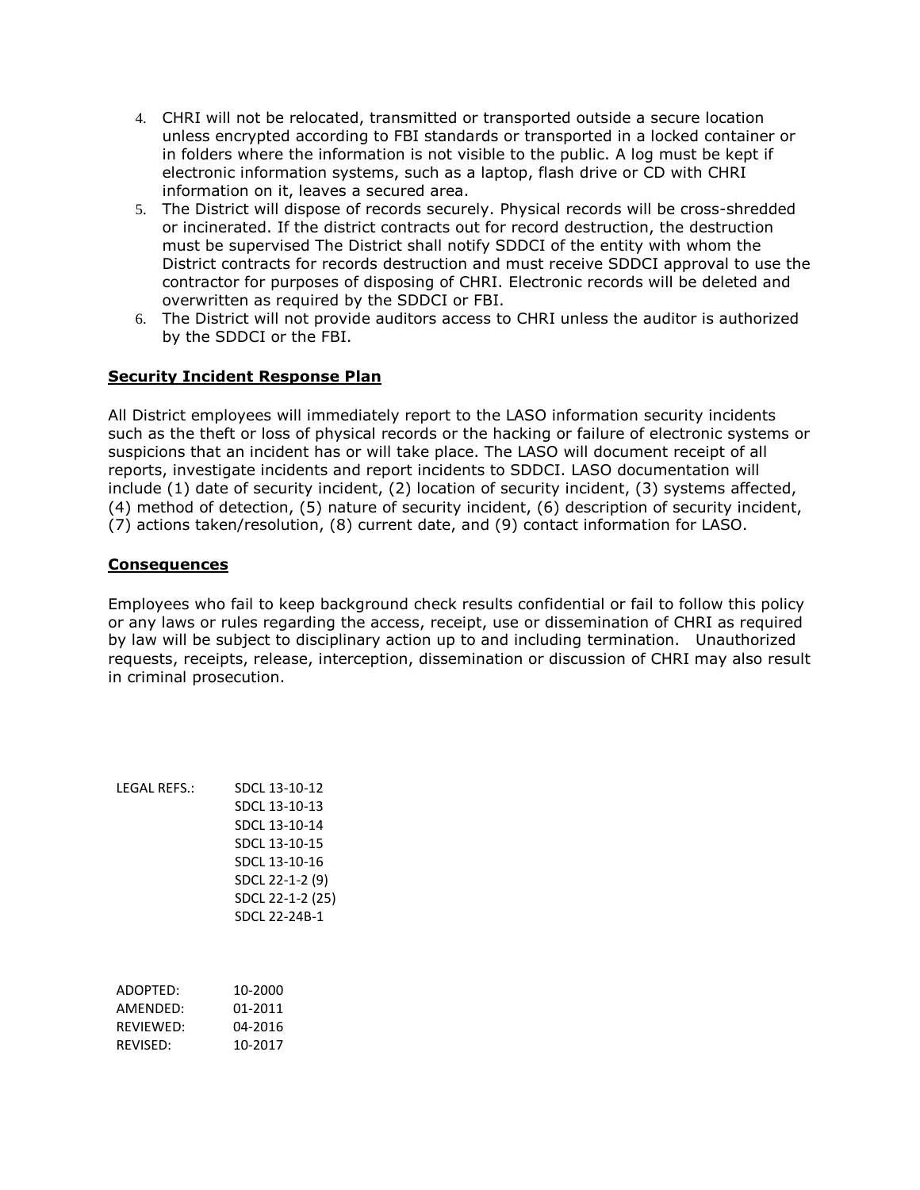4. CHRI will not be relocated, transmitted or transported outside a secure location unless encrypted according to FBI standards or transported in a locked container or in folders where the information is not visible to the public. A log must be kept if electronic information systems, such as a laptop, flash drive or CD with CHRI information on it, leaves a secured area.
5. The District will dispose of records securely. Physical records will be cross-shredded or incinerated. If the district contracts out for record destruction, the destruction must be supervised The District shall notify SDDCI of the entity with whom the District contracts for records destruction and must receive SDDCI approval to use the contractor for purposes of disposing of CHRI. Electronic records will be deleted and overwritten as required by the SDDCI or FBI.
6. The District will not provide auditors access to CHRI unless the auditor is authorized by the SDDCI or the FBI.

**Security Incident Response Plan**

All District employees will immediately report to the LASO information security incidents such as the theft or loss of physical records or the hacking or failure of electronic systems or suspicions that an incident has or will take place. The LASO will document receipt of all reports, investigate incidents and report incidents to SDDCI. LASO documentation will include (1) date of security incident, (2) location of security incident, (3) systems affected, (4) method of detection, (5) nature of security incident, (6) description of security incident, (7) actions taken/resolution, (8) current date, and (9) contact information for LASO.

**Consequences**

Employees who fail to keep background check results confidential or fail to follow this policy or any laws or rules regarding the access, receipt, use or dissemination of CHRI as required by law will be subject to disciplinary action up to and including termination. Unauthorized requests, receipts, release, interception, dissemination or discussion of CHRI may also result in criminal prosecution.

LEGAL REFS.: SDCL 13-10-12
SDCL 13-10-13
SDCL 13-10-14
SDCL 13-10-15
SDCL 13-10-16
SDCL 22-1-2 (9)
SDCL 22-1-2 (25)
SDCL 22-24B-1

ADOPTED: 10-2000
AMENDED: 01-2011
REVIEWED: 04-2016
REVISED: 10-2017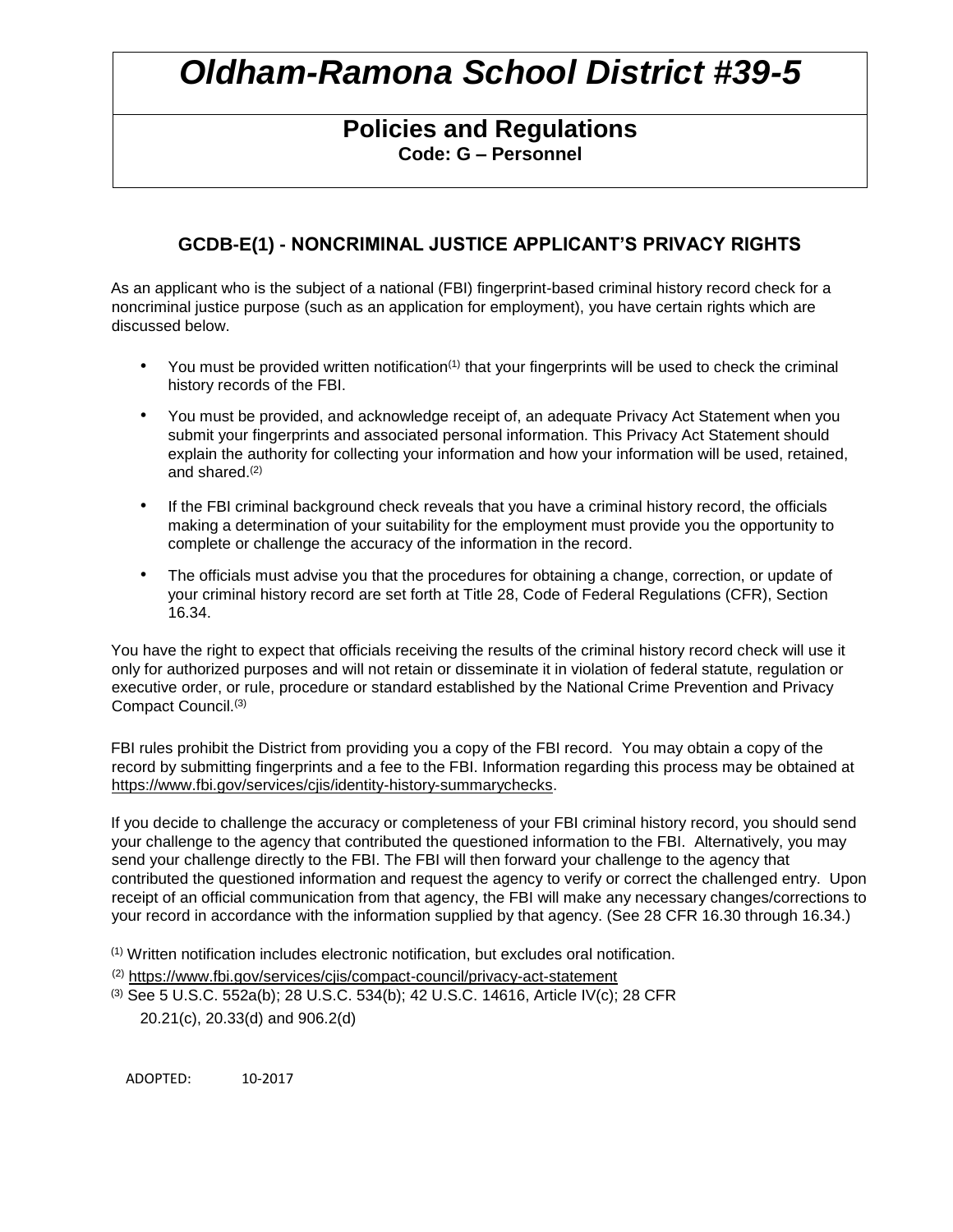# *Oldham-Ramona School District #39-5*

## Policies and Regulations

**Code: G – Personnel**

### GCDB-E(1) - NONCRIMINAL JUSTICE APPLICANT'S PRIVACY RIGHTS

As an applicant who is the subject of a national (FBI) fingerprint-based criminal history record check for a noncriminal justice purpose (such as an application for employment), you have certain rights which are discussed below.

- You must be provided written notification[(1)] that your fingerprints will be used to check the criminal history records of the FBI.
- You must be provided, and acknowledge receipt of, an adequate Privacy Act Statement when you submit your fingerprints and associated personal information. This Privacy Act Statement should explain the authority for collecting your information and how your information will be used, retained, and shared.[(2)]
- If the FBI criminal background check reveals that you have a criminal history record, the officials making a determination of your suitability for the employment must provide you the opportunity to complete or challenge the accuracy of the information in the record.
- The officials must advise you that the procedures for obtaining a change, correction, or update of your criminal history record are set forth at Title 28, Code of Federal Regulations (CFR), Section 16.34.

You have the right to expect that officials receiving the results of the criminal history record check will use it only for authorized purposes and will not retain or disseminate it in violation of federal statute, regulation or executive order, or rule, procedure or standard established by the National Crime Prevention and Privacy Compact Council.[(3)]

FBI rules prohibit the District from providing you a copy of the FBI record. You may obtain a copy of the record by submitting fingerprints and a fee to the FBI. Information regarding this process may be obtained at https://www.fbi.gov/services/cjis/identity-history-summarychecks.

If you decide to challenge the accuracy or completeness of your FBI criminal history record, you should send your challenge to the agency that contributed the questioned information to the FBI. Alternatively, you may send your challenge directly to the FBI. The FBI will then forward your challenge to the agency that contributed the questioned information and request the agency to verify or correct the challenged entry. Upon receipt of an official communication from that agency, the FBI will make any necessary changes/corrections to your record in accordance with the information supplied by that agency. (See 28 CFR 16.30 through 16.34.)

[(1)] Written notification includes electronic notification, but excludes oral notification.

[(2)] https://www.fbi.gov/services/cjis/compact-council/privacy-act-statement

[(3)] See 5 U.S.C. 552a(b); 28 U.S.C. 534(b); 42 U.S.C. 14616, Article IV(c); 28 CFR 20.21(c), 20.33(d) and 906.2(d)

ADOPTED: 10-2017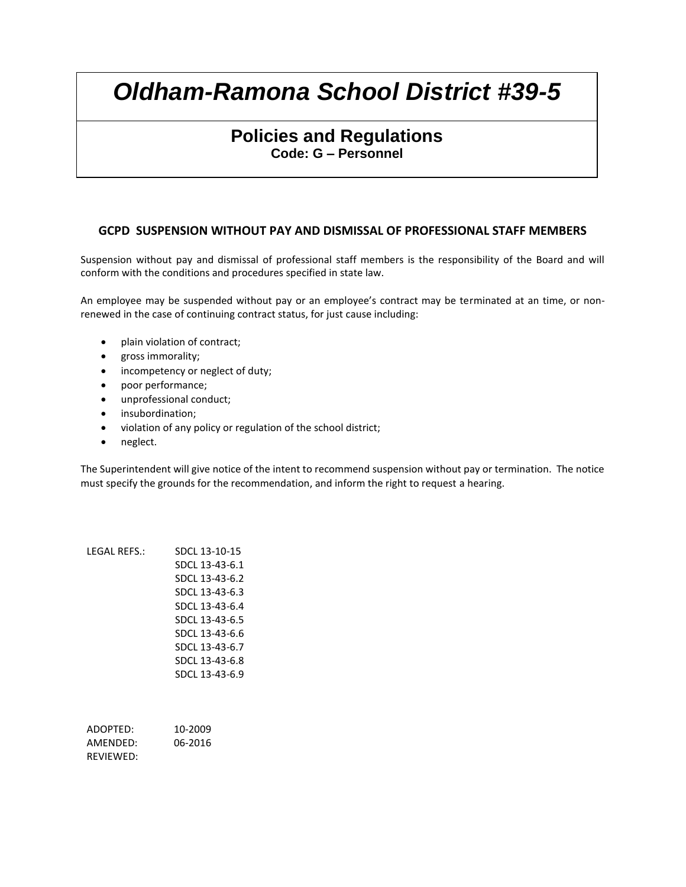# *Oldham-Ramona School District #39-5*

## Policies and Regulations

**Code: G – Personnel**

### GCPD SUSPENSION WITHOUT PAY AND DISMISSAL OF PROFESSIONAL STAFF MEMBERS

Suspension without pay and dismissal of professional staff members is the responsibility of the Board and will conform with the conditions and procedures specified in state law.

An employee may be suspended without pay or an employee's contract may be terminated at an time, or non-renewed in the case of continuing contract status, for just cause including:

- plain violation of contract;
- gross immorality;
- incompetency or neglect of duty;
- poor performance;
- unprofessional conduct;
- insubordination;
- violation of any policy or regulation of the school district;
- neglect.

The Superintendent will give notice of the intent to recommend suspension without pay or termination. The notice must specify the grounds for the recommendation, and inform the right to request a hearing.

LEGAL REFS.: SDCL 13-10-15
SDCL 13-43-6.1
SDCL 13-43-6.2
SDCL 13-43-6.3
SDCL 13-43-6.4
SDCL 13-43-6.5
SDCL 13-43-6.6
SDCL 13-43-6.7
SDCL 13-43-6.8
SDCL 13-43-6.9

ADOPTED: 10-2009
AMENDED: 06-2016
REVIEWED: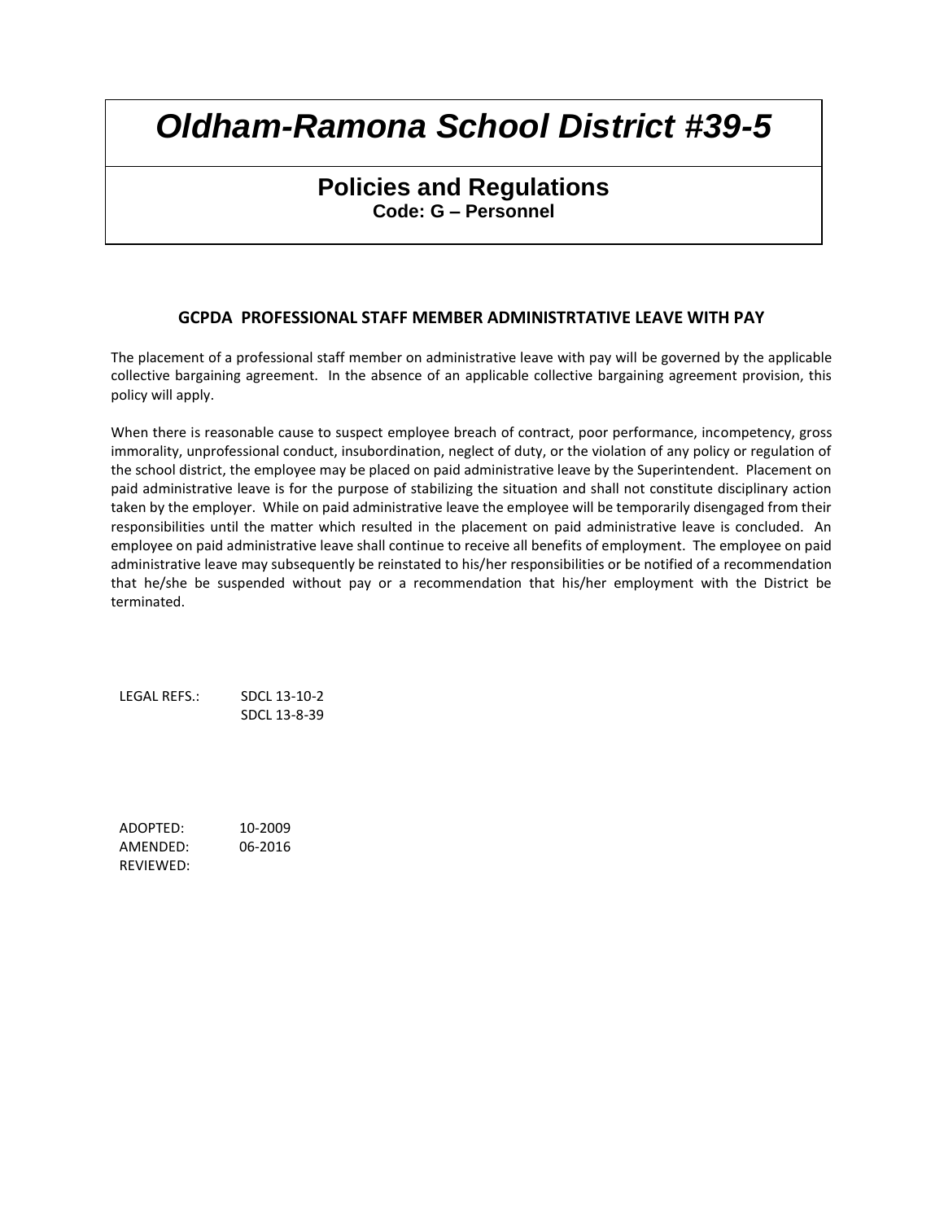# *Oldham-Ramona School District #39-5*

## Policies and Regulations

**Code: G – Personnel**

### GCPDA PROFESSIONAL STAFF MEMBER ADMINISTRTATIVE LEAVE WITH PAY

The placement of a professional staff member on administrative leave with pay will be governed by the applicable collective bargaining agreement. In the absence of an applicable collective bargaining agreement provision, this policy will apply.

When there is reasonable cause to suspect employee breach of contract, poor performance, incompetency, gross immorality, unprofessional conduct, insubordination, neglect of duty, or the violation of any policy or regulation of the school district, the employee may be placed on paid administrative leave by the Superintendent. Placement on paid administrative leave is for the purpose of stabilizing the situation and shall not constitute disciplinary action taken by the employer. While on paid administrative leave the employee will be temporarily disengaged from their responsibilities until the matter which resulted in the placement on paid administrative leave is concluded. An employee on paid administrative leave shall continue to receive all benefits of employment. The employee on paid administrative leave may subsequently be reinstated to his/her responsibilities or be notified of a recommendation that he/she be suspended without pay or a recommendation that his/her employment with the District be terminated.

LEGAL REFS.: SDCL 13-10-2
SDCL 13-8-39

ADOPTED: 10-2009
AMENDED: 06-2016
REVIEWED: